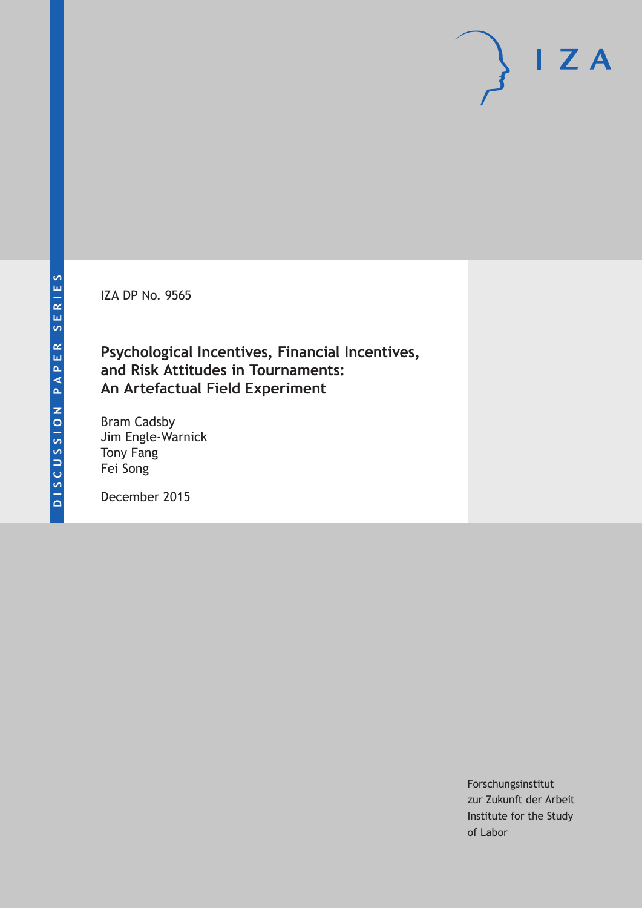DISCUSSION PAPER SERIES

IZA

IZA DP No. 9565

# Psychological Incentives, Financial Incentives, and Risk Attitudes in Tournaments: An Artefactual Field Experiment

Bram Cadsby
Jim Engle-Warnick
Tony Fang
Fei Song

December 2015

Forschungsinstitut
zur Zukunft der Arbeit
Institute for the Study
of Labor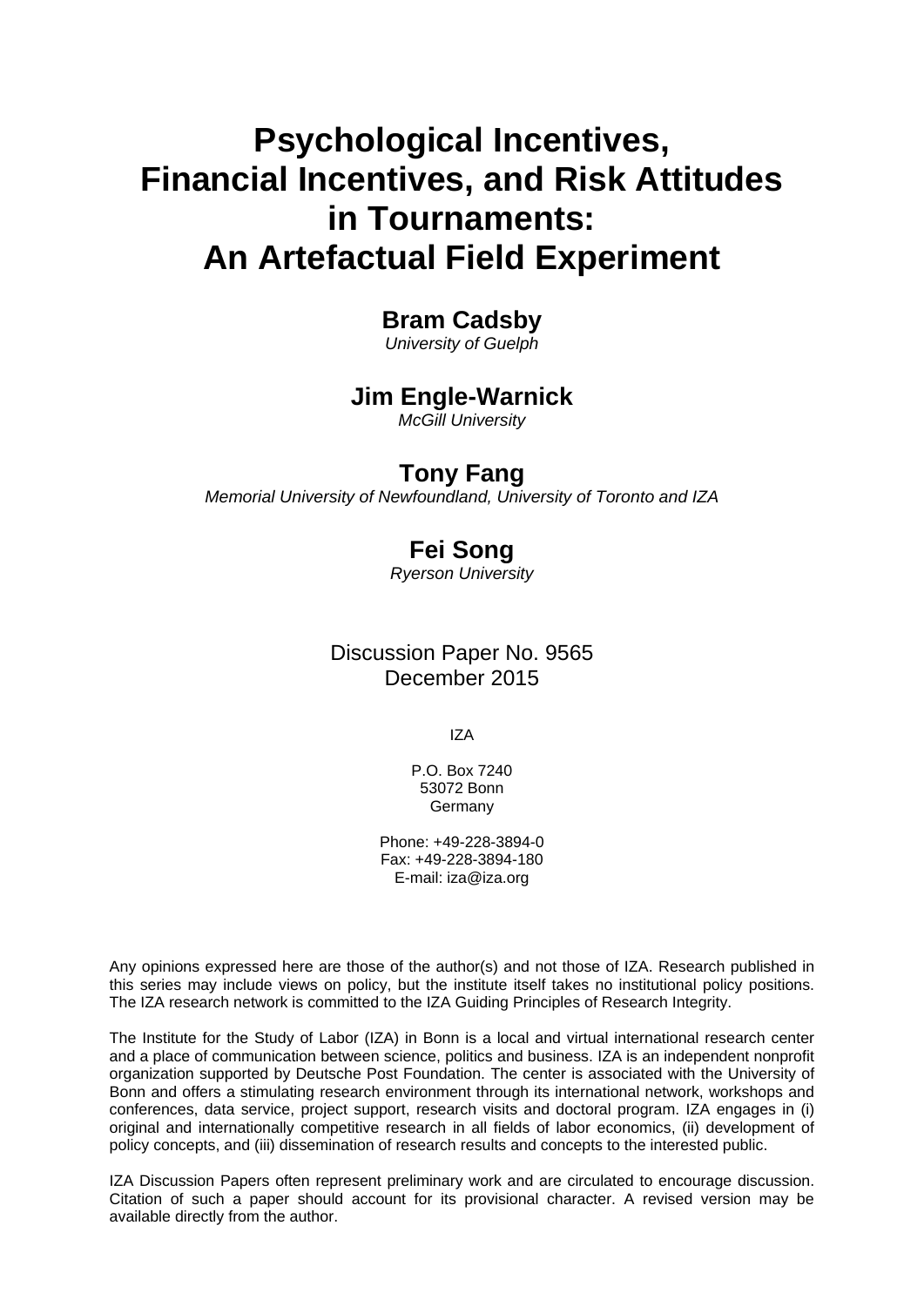# Psychological Incentives, Financial Incentives, and Risk Attitudes in Tournaments: An Artefactual Field Experiment

**Bram Cadsby**
*University of Guelph*

**Jim Engle-Warnick**
*McGill University*

**Tony Fang**
*Memorial University of Newfoundland, University of Toronto and IZA*

**Fei Song**
*Ryerson University*

Discussion Paper No. 9565
December 2015

IZA

P.O. Box 7240
53072 Bonn
Germany

Phone: +49-228-3894-0
Fax: +49-228-3894-180
E-mail: iza@iza.org

Any opinions expressed here are those of the author(s) and not those of IZA. Research published in this series may include views on policy, but the institute itself takes no institutional policy positions. The IZA research network is committed to the IZA Guiding Principles of Research Integrity.

The Institute for the Study of Labor (IZA) in Bonn is a local and virtual international research center and a place of communication between science, politics and business. IZA is an independent nonprofit organization supported by Deutsche Post Foundation. The center is associated with the University of Bonn and offers a stimulating research environment through its international network, workshops and conferences, data service, project support, research visits and doctoral program. IZA engages in (i) original and internationally competitive research in all fields of labor economics, (ii) development of policy concepts, and (iii) dissemination of research results and concepts to the interested public.

IZA Discussion Papers often represent preliminary work and are circulated to encourage discussion. Citation of such a paper should account for its provisional character. A revised version may be available directly from the author.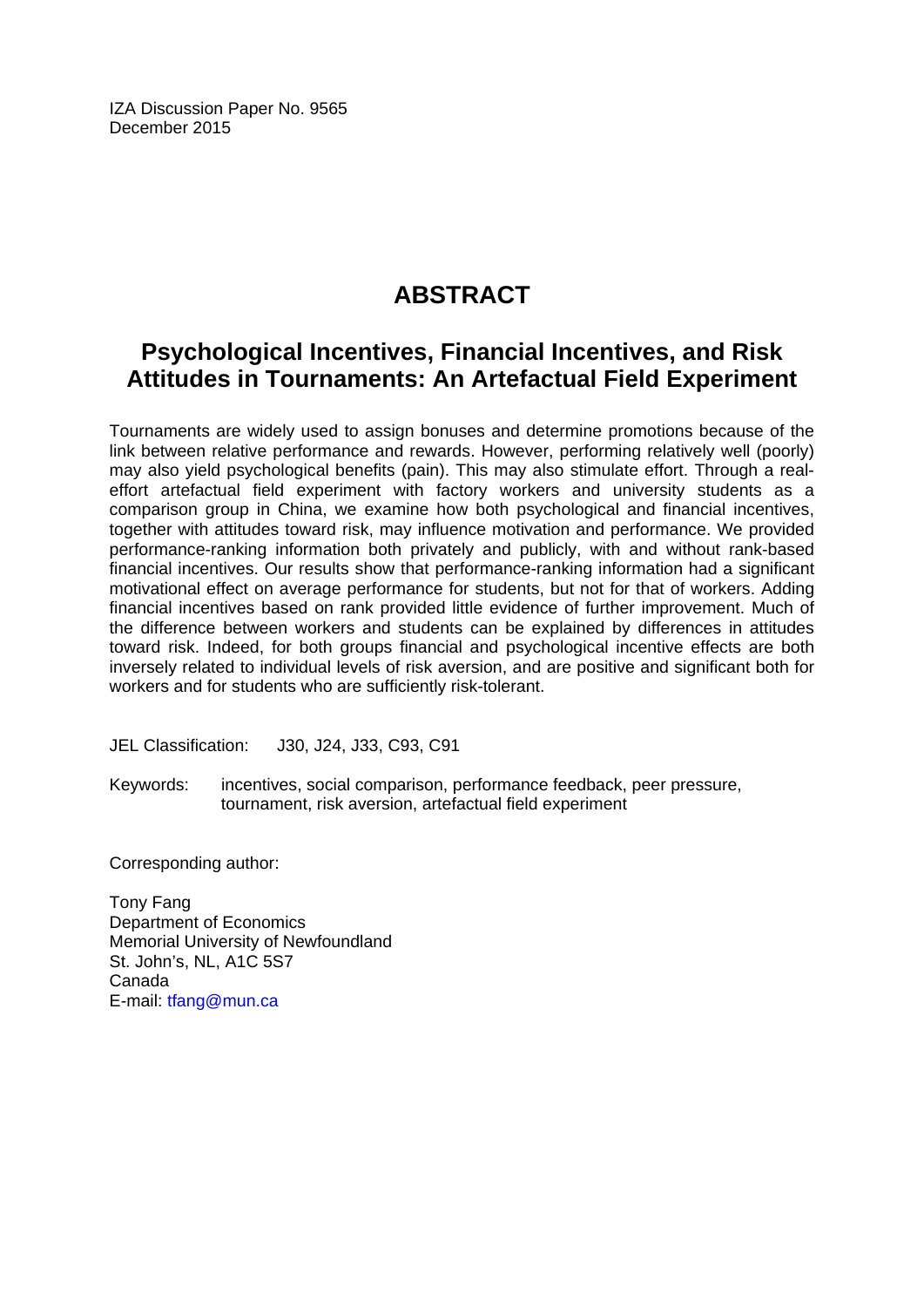IZA Discussion Paper No. 9565
December 2015

# ABSTRACT

## Psychological Incentives, Financial Incentives, and Risk Attitudes in Tournaments: An Artefactual Field Experiment

Tournaments are widely used to assign bonuses and determine promotions because of the link between relative performance and rewards. However, performing relatively well (poorly) may also yield psychological benefits (pain). This may also stimulate effort. Through a real-effort artefactual field experiment with factory workers and university students as a comparison group in China, we examine how both psychological and financial incentives, together with attitudes toward risk, may influence motivation and performance. We provided performance-ranking information both privately and publicly, with and without rank-based financial incentives. Our results show that performance-ranking information had a significant motivational effect on average performance for students, but not for that of workers. Adding financial incentives based on rank provided little evidence of further improvement. Much of the difference between workers and students can be explained by differences in attitudes toward risk. Indeed, for both groups financial and psychological incentive effects are both inversely related to individual levels of risk aversion, and are positive and significant both for workers and for students who are sufficiently risk-tolerant.

JEL Classification: J30, J24, J33, C93, C91

Keywords: incentives, social comparison, performance feedback, peer pressure, tournament, risk aversion, artefactual field experiment

Corresponding author:

Tony Fang
Department of Economics
Memorial University of Newfoundland
St. John's, NL, A1C 5S7
Canada
E-mail: tfang@mun.ca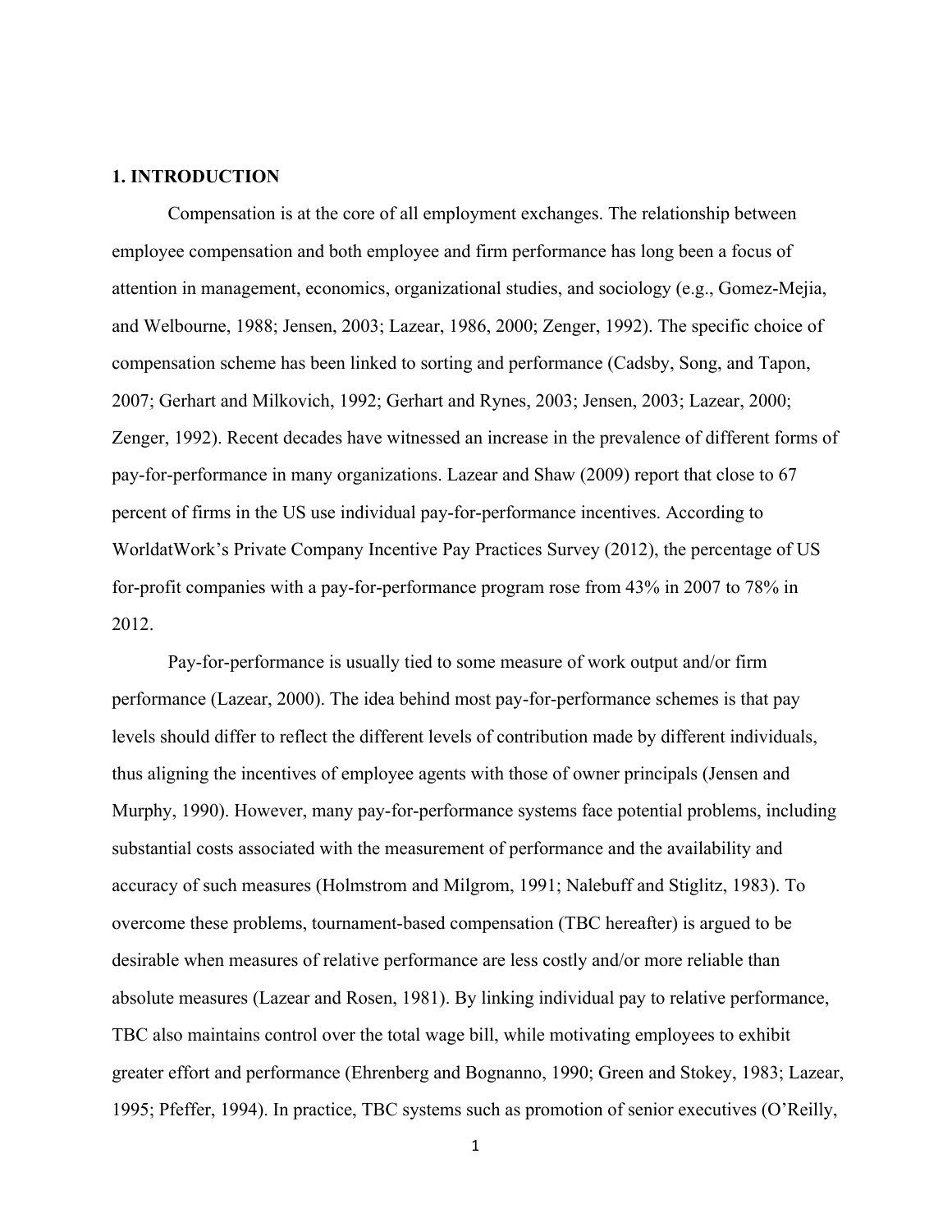## 1. INTRODUCTION

Compensation is at the core of all employment exchanges. The relationship between employee compensation and both employee and firm performance has long been a focus of attention in management, economics, organizational studies, and sociology (e.g., Gomez-Mejia, and Welbourne, 1988; Jensen, 2003; Lazear, 1986, 2000; Zenger, 1992). The specific choice of compensation scheme has been linked to sorting and performance (Cadsby, Song, and Tapon, 2007; Gerhart and Milkovich, 1992; Gerhart and Rynes, 2003; Jensen, 2003; Lazear, 2000; Zenger, 1992). Recent decades have witnessed an increase in the prevalence of different forms of pay-for-performance in many organizations. Lazear and Shaw (2009) report that close to 67 percent of firms in the US use individual pay-for-performance incentives. According to WorldatWork's Private Company Incentive Pay Practices Survey (2012), the percentage of US for-profit companies with a pay-for-performance program rose from 43% in 2007 to 78% in 2012.

Pay-for-performance is usually tied to some measure of work output and/or firm performance (Lazear, 2000). The idea behind most pay-for-performance schemes is that pay levels should differ to reflect the different levels of contribution made by different individuals, thus aligning the incentives of employee agents with those of owner principals (Jensen and Murphy, 1990). However, many pay-for-performance systems face potential problems, including substantial costs associated with the measurement of performance and the availability and accuracy of such measures (Holmstrom and Milgrom, 1991; Nalebuff and Stiglitz, 1983). To overcome these problems, tournament-based compensation (TBC hereafter) is argued to be desirable when measures of relative performance are less costly and/or more reliable than absolute measures (Lazear and Rosen, 1981). By linking individual pay to relative performance, TBC also maintains control over the total wage bill, while motivating employees to exhibit greater effort and performance (Ehrenberg and Bognanno, 1990; Green and Stokey, 1983; Lazear, 1995; Pfeffer, 1994). In practice, TBC systems such as promotion of senior executives (O'Reilly,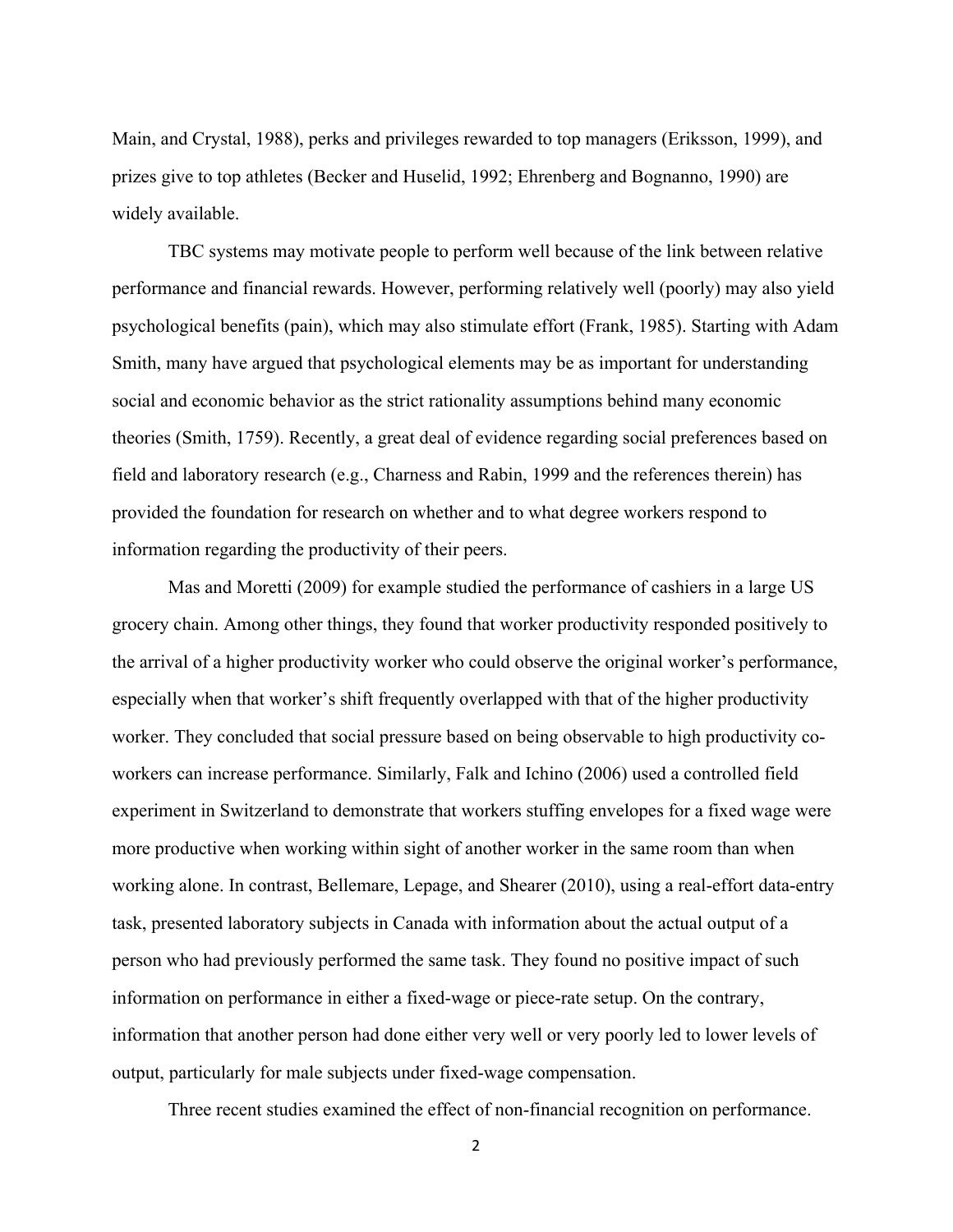Main, and Crystal, 1988), perks and privileges rewarded to top managers (Eriksson, 1999), and prizes give to top athletes (Becker and Huselid, 1992; Ehrenberg and Bognanno, 1990) are widely available.

TBC systems may motivate people to perform well because of the link between relative performance and financial rewards. However, performing relatively well (poorly) may also yield psychological benefits (pain), which may also stimulate effort (Frank, 1985). Starting with Adam Smith, many have argued that psychological elements may be as important for understanding social and economic behavior as the strict rationality assumptions behind many economic theories (Smith, 1759). Recently, a great deal of evidence regarding social preferences based on field and laboratory research (e.g., Charness and Rabin, 1999 and the references therein) has provided the foundation for research on whether and to what degree workers respond to information regarding the productivity of their peers.

Mas and Moretti (2009) for example studied the performance of cashiers in a large US grocery chain. Among other things, they found that worker productivity responded positively to the arrival of a higher productivity worker who could observe the original worker's performance, especially when that worker's shift frequently overlapped with that of the higher productivity worker. They concluded that social pressure based on being observable to high productivity co-workers can increase performance. Similarly, Falk and Ichino (2006) used a controlled field experiment in Switzerland to demonstrate that workers stuffing envelopes for a fixed wage were more productive when working within sight of another worker in the same room than when working alone. In contrast, Bellemare, Lepage, and Shearer (2010), using a real-effort data-entry task, presented laboratory subjects in Canada with information about the actual output of a person who had previously performed the same task. They found no positive impact of such information on performance in either a fixed-wage or piece-rate setup. On the contrary, information that another person had done either very well or very poorly led to lower levels of output, particularly for male subjects under fixed-wage compensation.

Three recent studies examined the effect of non-financial recognition on performance.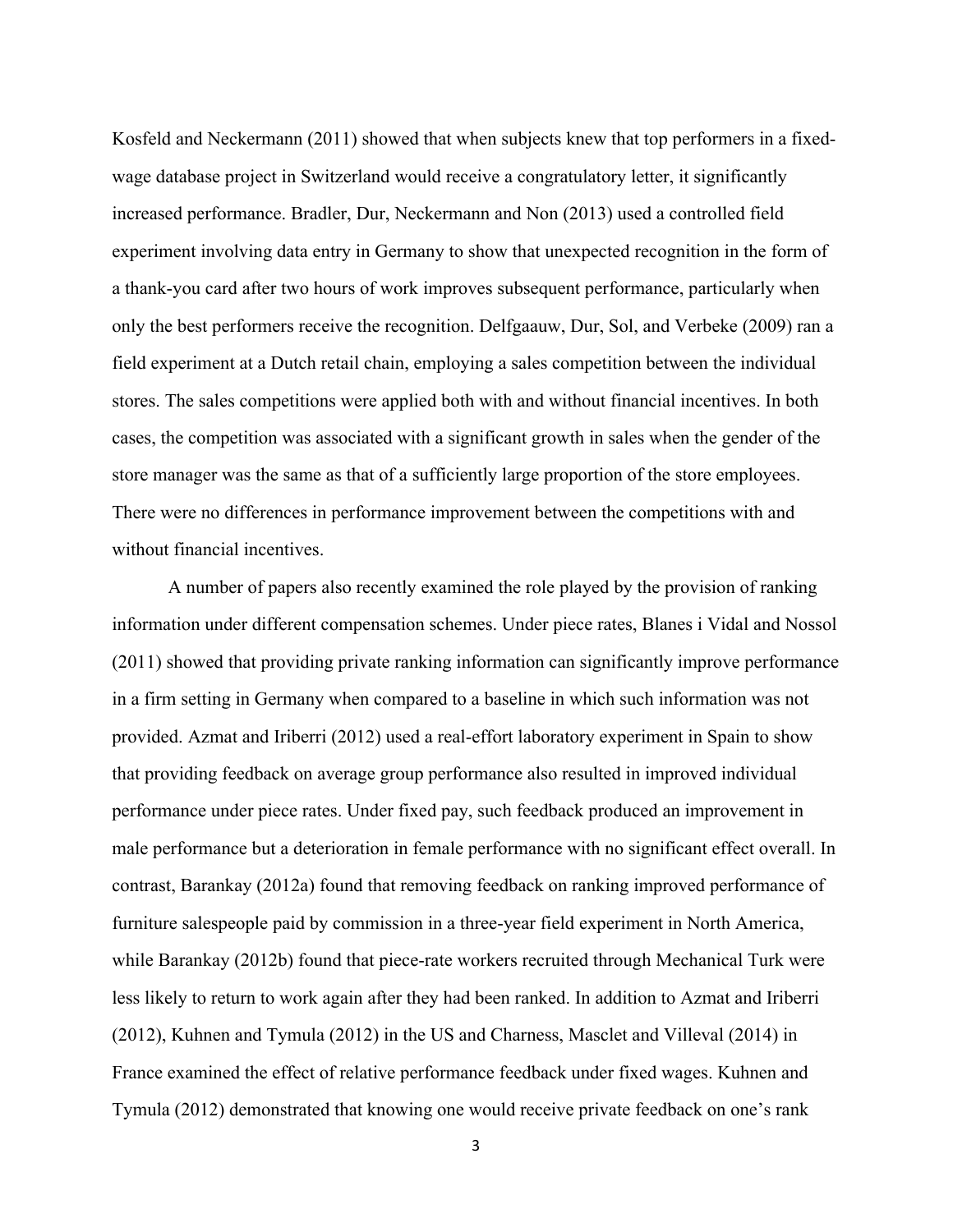Kosfeld and Neckermann (2011) showed that when subjects knew that top performers in a fixed-wage database project in Switzerland would receive a congratulatory letter, it significantly increased performance. Bradler, Dur, Neckermann and Non (2013) used a controlled field experiment involving data entry in Germany to show that unexpected recognition in the form of a thank-you card after two hours of work improves subsequent performance, particularly when only the best performers receive the recognition. Delfgaauw, Dur, Sol, and Verbeke (2009) ran a field experiment at a Dutch retail chain, employing a sales competition between the individual stores. The sales competitions were applied both with and without financial incentives. In both cases, the competition was associated with a significant growth in sales when the gender of the store manager was the same as that of a sufficiently large proportion of the store employees. There were no differences in performance improvement between the competitions with and without financial incentives.

A number of papers also recently examined the role played by the provision of ranking information under different compensation schemes. Under piece rates, Blanes i Vidal and Nossol (2011) showed that providing private ranking information can significantly improve performance in a firm setting in Germany when compared to a baseline in which such information was not provided. Azmat and Iriberri (2012) used a real-effort laboratory experiment in Spain to show that providing feedback on average group performance also resulted in improved individual performance under piece rates. Under fixed pay, such feedback produced an improvement in male performance but a deterioration in female performance with no significant effect overall. In contrast, Barankay (2012a) found that removing feedback on ranking improved performance of furniture salespeople paid by commission in a three-year field experiment in North America, while Barankay (2012b) found that piece-rate workers recruited through Mechanical Turk were less likely to return to work again after they had been ranked. In addition to Azmat and Iriberri (2012), Kuhnen and Tymula (2012) in the US and Charness, Masclet and Villeval (2014) in France examined the effect of relative performance feedback under fixed wages. Kuhnen and Tymula (2012) demonstrated that knowing one would receive private feedback on one's rank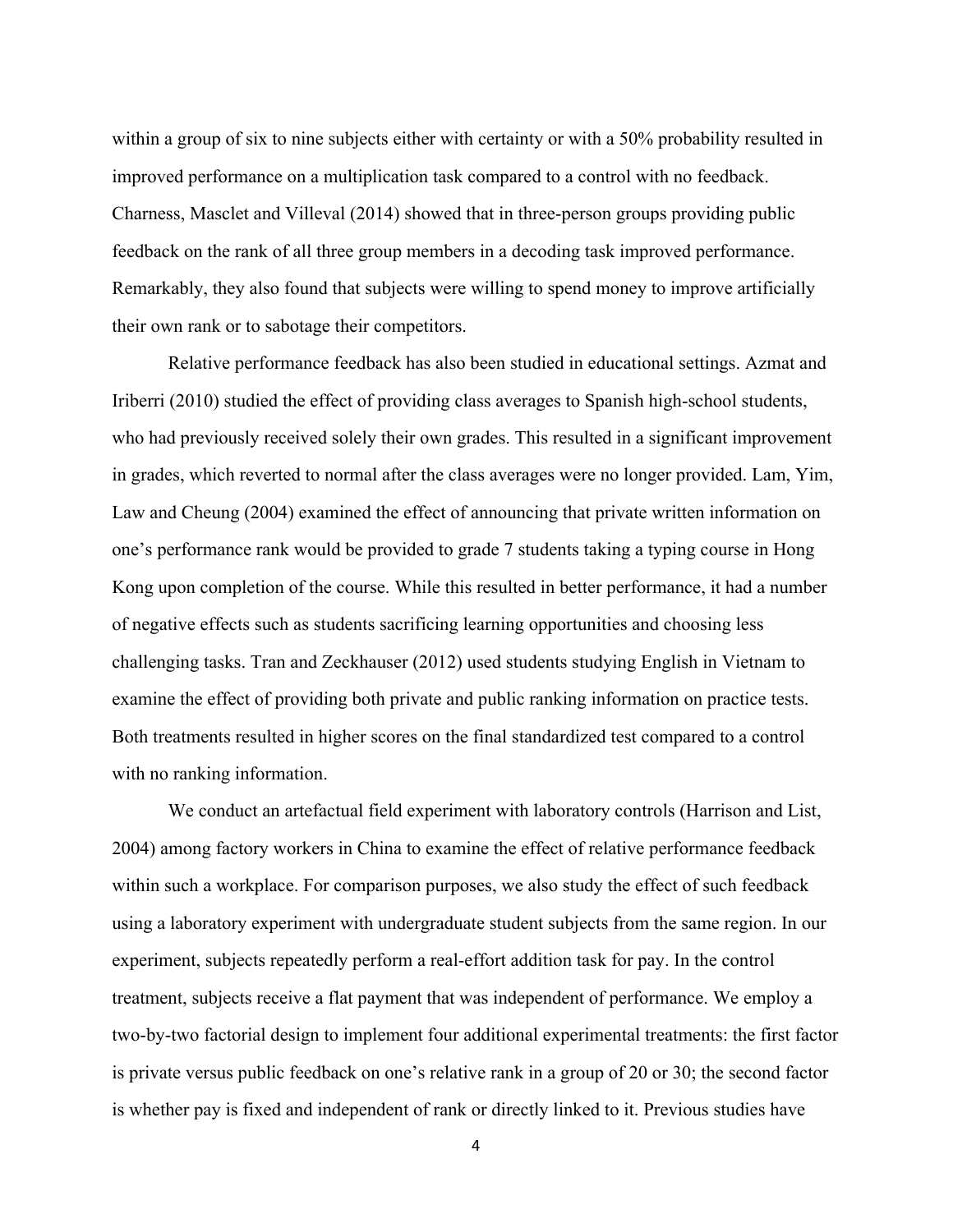within a group of six to nine subjects either with certainty or with a 50% probability resulted in improved performance on a multiplication task compared to a control with no feedback. Charness, Masclet and Villeval (2014) showed that in three-person groups providing public feedback on the rank of all three group members in a decoding task improved performance. Remarkably, they also found that subjects were willing to spend money to improve artificially their own rank or to sabotage their competitors.

Relative performance feedback has also been studied in educational settings. Azmat and Iriberri (2010) studied the effect of providing class averages to Spanish high-school students, who had previously received solely their own grades. This resulted in a significant improvement in grades, which reverted to normal after the class averages were no longer provided. Lam, Yim, Law and Cheung (2004) examined the effect of announcing that private written information on one's performance rank would be provided to grade 7 students taking a typing course in Hong Kong upon completion of the course. While this resulted in better performance, it had a number of negative effects such as students sacrificing learning opportunities and choosing less challenging tasks. Tran and Zeckhauser (2012) used students studying English in Vietnam to examine the effect of providing both private and public ranking information on practice tests. Both treatments resulted in higher scores on the final standardized test compared to a control with no ranking information.

We conduct an artefactual field experiment with laboratory controls (Harrison and List, 2004) among factory workers in China to examine the effect of relative performance feedback within such a workplace. For comparison purposes, we also study the effect of such feedback using a laboratory experiment with undergraduate student subjects from the same region. In our experiment, subjects repeatedly perform a real-effort addition task for pay. In the control treatment, subjects receive a flat payment that was independent of performance. We employ a two-by-two factorial design to implement four additional experimental treatments: the first factor is private versus public feedback on one's relative rank in a group of 20 or 30; the second factor is whether pay is fixed and independent of rank or directly linked to it. Previous studies have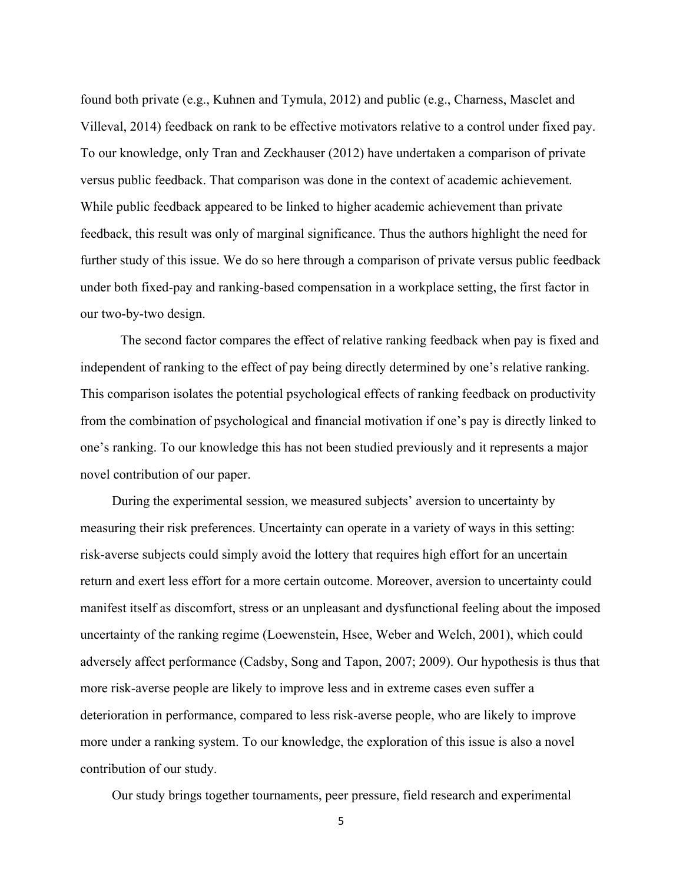found both private (e.g., Kuhnen and Tymula, 2012) and public (e.g., Charness, Masclet and Villeval, 2014) feedback on rank to be effective motivators relative to a control under fixed pay. To our knowledge, only Tran and Zeckhauser (2012) have undertaken a comparison of private versus public feedback. That comparison was done in the context of academic achievement. While public feedback appeared to be linked to higher academic achievement than private feedback, this result was only of marginal significance. Thus the authors highlight the need for further study of this issue. We do so here through a comparison of private versus public feedback under both fixed-pay and ranking-based compensation in a workplace setting, the first factor in our two-by-two design.

The second factor compares the effect of relative ranking feedback when pay is fixed and independent of ranking to the effect of pay being directly determined by one's relative ranking. This comparison isolates the potential psychological effects of ranking feedback on productivity from the combination of psychological and financial motivation if one's pay is directly linked to one's ranking. To our knowledge this has not been studied previously and it represents a major novel contribution of our paper.

During the experimental session, we measured subjects' aversion to uncertainty by measuring their risk preferences. Uncertainty can operate in a variety of ways in this setting: risk-averse subjects could simply avoid the lottery that requires high effort for an uncertain return and exert less effort for a more certain outcome. Moreover, aversion to uncertainty could manifest itself as discomfort, stress or an unpleasant and dysfunctional feeling about the imposed uncertainty of the ranking regime (Loewenstein, Hsee, Weber and Welch, 2001), which could adversely affect performance (Cadsby, Song and Tapon, 2007; 2009). Our hypothesis is thus that more risk-averse people are likely to improve less and in extreme cases even suffer a deterioration in performance, compared to less risk-averse people, who are likely to improve more under a ranking system. To our knowledge, the exploration of this issue is also a novel contribution of our study.

Our study brings together tournaments, peer pressure, field research and experimental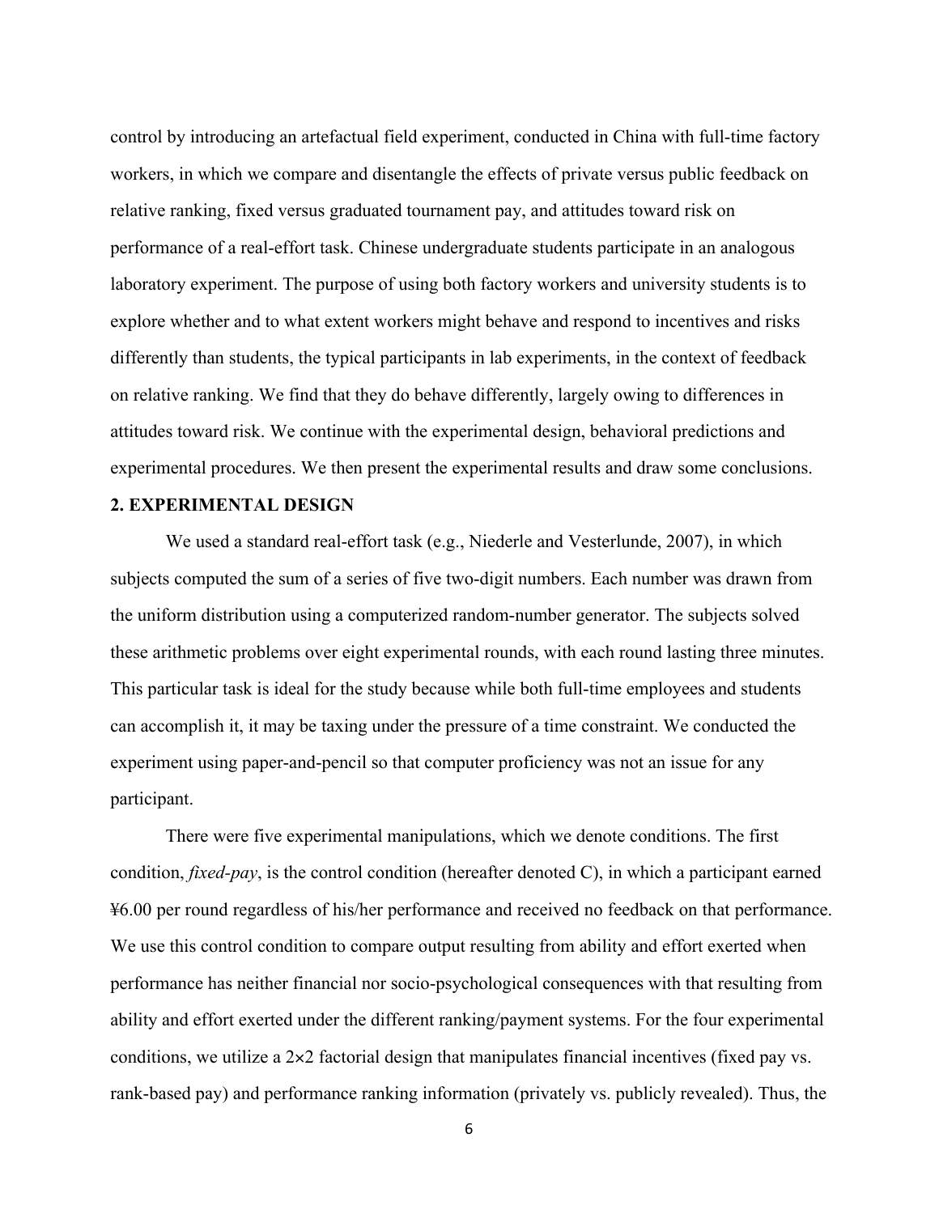control by introducing an artefactual field experiment, conducted in China with full-time factory workers, in which we compare and disentangle the effects of private versus public feedback on relative ranking, fixed versus graduated tournament pay, and attitudes toward risk on performance of a real-effort task. Chinese undergraduate students participate in an analogous laboratory experiment. The purpose of using both factory workers and university students is to explore whether and to what extent workers might behave and respond to incentives and risks differently than students, the typical participants in lab experiments, in the context of feedback on relative ranking. We find that they do behave differently, largely owing to differences in attitudes toward risk. We continue with the experimental design, behavioral predictions and experimental procedures. We then present the experimental results and draw some conclusions.

## 2. EXPERIMENTAL DESIGN

We used a standard real-effort task (e.g., Niederle and Vesterlunde, 2007), in which subjects computed the sum of a series of five two-digit numbers. Each number was drawn from the uniform distribution using a computerized random-number generator. The subjects solved these arithmetic problems over eight experimental rounds, with each round lasting three minutes. This particular task is ideal for the study because while both full-time employees and students can accomplish it, it may be taxing under the pressure of a time constraint. We conducted the experiment using paper-and-pencil so that computer proficiency was not an issue for any participant.

There were five experimental manipulations, which we denote conditions. The first condition, *fixed-pay*, is the control condition (hereafter denoted C), in which a participant earned ¥6.00 per round regardless of his/her performance and received no feedback on that performance. We use this control condition to compare output resulting from ability and effort exerted when performance has neither financial nor socio-psychological consequences with that resulting from ability and effort exerted under the different ranking/payment systems. For the four experimental conditions, we utilize a 2×2 factorial design that manipulates financial incentives (fixed pay vs. rank-based pay) and performance ranking information (privately vs. publicly revealed). Thus, the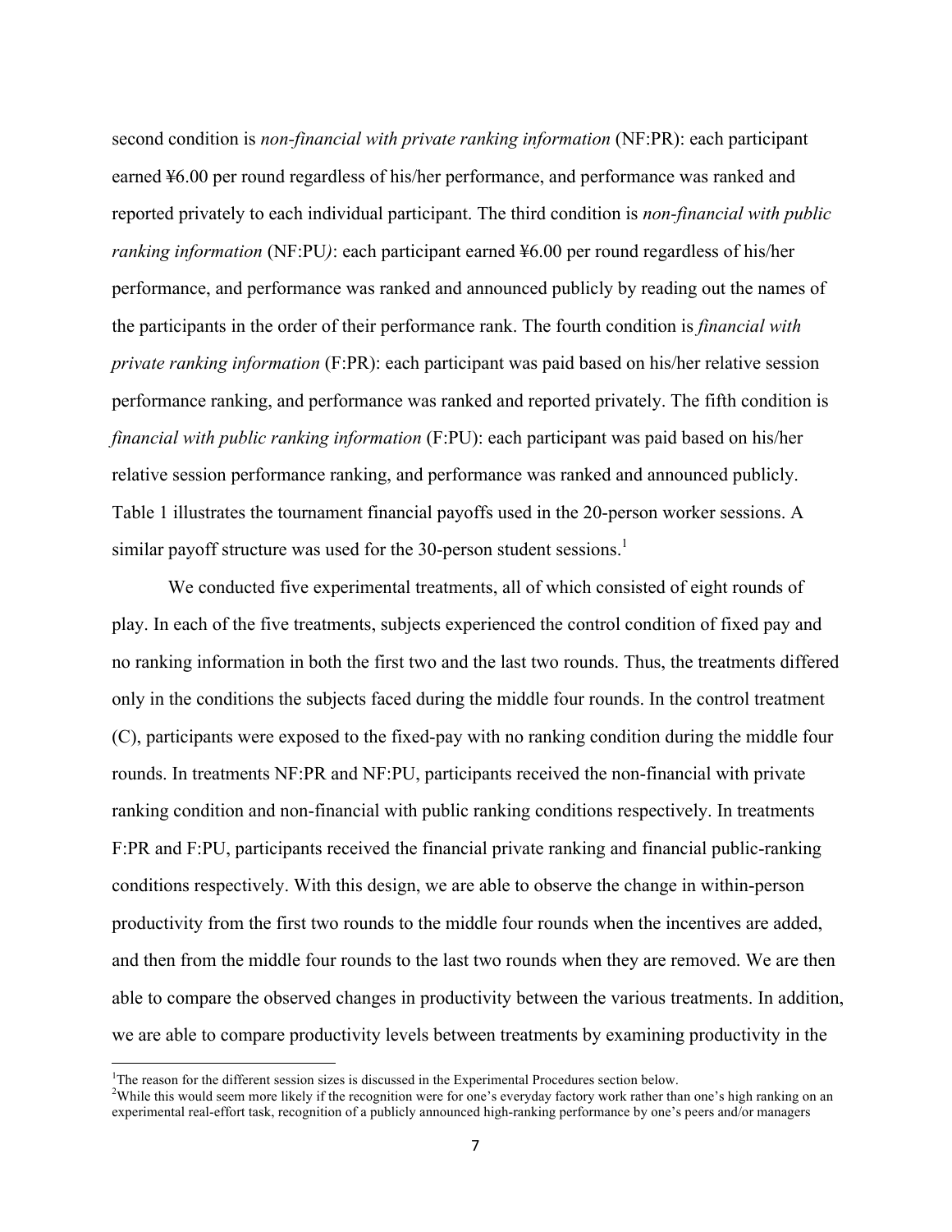second condition is *non-financial with private ranking information* (NF:PR): each participant earned ¥6.00 per round regardless of his/her performance, and performance was ranked and reported privately to each individual participant. The third condition is *non-financial with public ranking information* (NF:PU*)*: each participant earned ¥6.00 per round regardless of his/her performance, and performance was ranked and announced publicly by reading out the names of the participants in the order of their performance rank. The fourth condition is *financial with private ranking information* (F:PR): each participant was paid based on his/her relative session performance ranking, and performance was ranked and reported privately. The fifth condition is *financial with public ranking information* (F:PU): each participant was paid based on his/her relative session performance ranking, and performance was ranked and announced publicly. Table 1 illustrates the tournament financial payoffs used in the 20-person worker sessions. A similar payoff structure was used for the 30-person student sessions.[1]

We conducted five experimental treatments, all of which consisted of eight rounds of play. In each of the five treatments, subjects experienced the control condition of fixed pay and no ranking information in both the first two and the last two rounds. Thus, the treatments differed only in the conditions the subjects faced during the middle four rounds. In the control treatment (C), participants were exposed to the fixed-pay with no ranking condition during the middle four rounds. In treatments NF:PR and NF:PU, participants received the non-financial with private ranking condition and non-financial with public ranking conditions respectively. In treatments F:PR and F:PU, participants received the financial private ranking and financial public-ranking conditions respectively. With this design, we are able to observe the change in within-person productivity from the first two rounds to the middle four rounds when the incentives are added, and then from the middle four rounds to the last two rounds when they are removed. We are then able to compare the observed changes in productivity between the various treatments. In addition, we are able to compare productivity levels between treatments by examining productivity in the

[1]The reason for the different session sizes is discussed in the Experimental Procedures section below.

[2]While this would seem more likely if the recognition were for one's everyday factory work rather than one's high ranking on an experimental real-effort task, recognition of a publicly announced high-ranking performance by one's peers and/or managers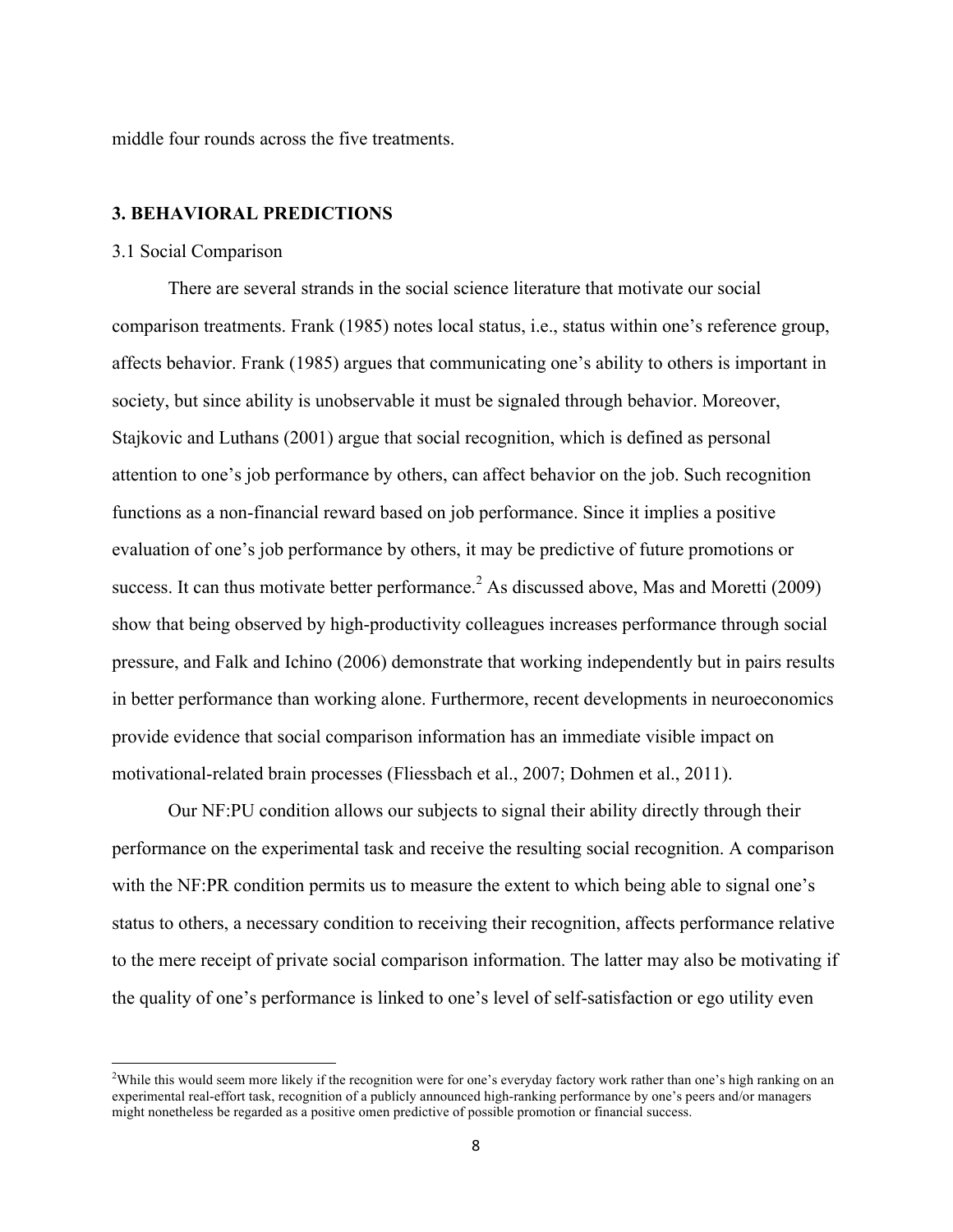middle four rounds across the five treatments.

## 3. BEHAVIORAL PREDICTIONS

### 3.1 Social Comparison

There are several strands in the social science literature that motivate our social comparison treatments. Frank (1985) notes local status, i.e., status within one's reference group, affects behavior. Frank (1985) argues that communicating one's ability to others is important in society, but since ability is unobservable it must be signaled through behavior. Moreover, Stajkovic and Luthans (2001) argue that social recognition, which is defined as personal attention to one's job performance by others, can affect behavior on the job. Such recognition functions as a non-financial reward based on job performance. Since it implies a positive evaluation of one's job performance by others, it may be predictive of future promotions or success. It can thus motivate better performance.[2] As discussed above, Mas and Moretti (2009) show that being observed by high-productivity colleagues increases performance through social pressure, and Falk and Ichino (2006) demonstrate that working independently but in pairs results in better performance than working alone. Furthermore, recent developments in neuroeconomics provide evidence that social comparison information has an immediate visible impact on motivational-related brain processes (Fliessbach et al., 2007; Dohmen et al., 2011).

Our NF:PU condition allows our subjects to signal their ability directly through their performance on the experimental task and receive the resulting social recognition. A comparison with the NF:PR condition permits us to measure the extent to which being able to signal one's status to others, a necessary condition to receiving their recognition, affects performance relative to the mere receipt of private social comparison information. The latter may also be motivating if the quality of one's performance is linked to one's level of self-satisfaction or ego utility even

[2]While this would seem more likely if the recognition were for one's everyday factory work rather than one's high ranking on an experimental real-effort task, recognition of a publicly announced high-ranking performance by one's peers and/or managers might nonetheless be regarded as a positive omen predictive of possible promotion or financial success.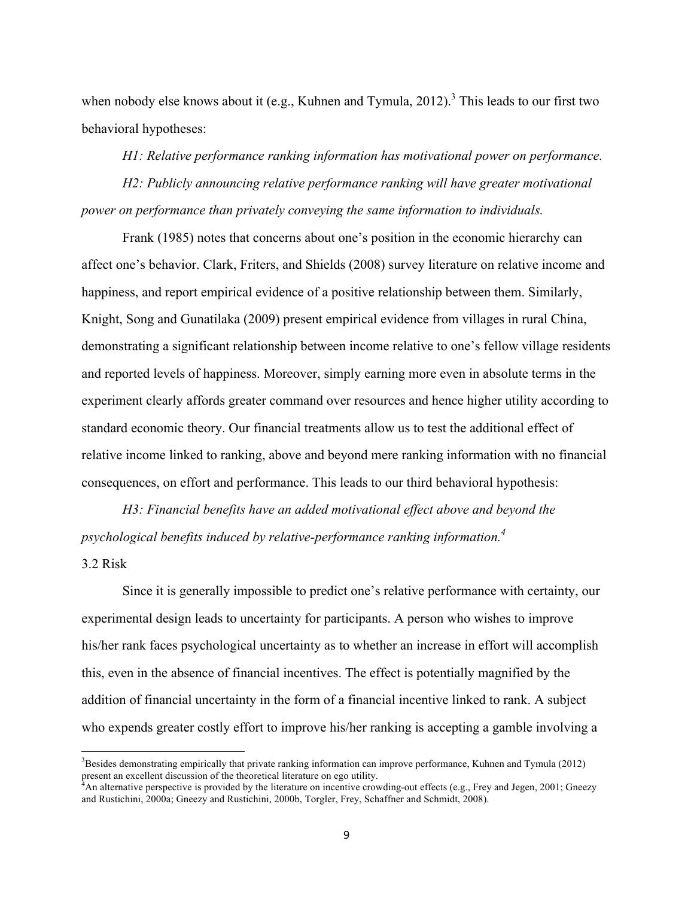when nobody else knows about it (e.g., Kuhnen and Tymula, 2012).[3] This leads to our first two behavioral hypotheses:

*H1: Relative performance ranking information has motivational power on performance.*

*H2: Publicly announcing relative performance ranking will have greater motivational power on performance than privately conveying the same information to individuals.*

Frank (1985) notes that concerns about one's position in the economic hierarchy can affect one's behavior. Clark, Friters, and Shields (2008) survey literature on relative income and happiness, and report empirical evidence of a positive relationship between them. Similarly, Knight, Song and Gunatilaka (2009) present empirical evidence from villages in rural China, demonstrating a significant relationship between income relative to one's fellow village residents and reported levels of happiness. Moreover, simply earning more even in absolute terms in the experiment clearly affords greater command over resources and hence higher utility according to standard economic theory. Our financial treatments allow us to test the additional effect of relative income linked to ranking, above and beyond mere ranking information with no financial consequences, on effort and performance. This leads to our third behavioral hypothesis:

*H3: Financial benefits have an added motivational effect above and beyond the psychological benefits induced by relative-performance ranking information.*[4]

### 3.2 Risk

Since it is generally impossible to predict one's relative performance with certainty, our experimental design leads to uncertainty for participants. A person who wishes to improve his/her rank faces psychological uncertainty as to whether an increase in effort will accomplish this, even in the absence of financial incentives. The effect is potentially magnified by the addition of financial uncertainty in the form of a financial incentive linked to rank. A subject who expends greater costly effort to improve his/her ranking is accepting a gamble involving a

---

[3] Besides demonstrating empirically that private ranking information can improve performance, Kuhnen and Tymula (2012) present an excellent discussion of the theoretical literature on ego utility.

[4] An alternative perspective is provided by the literature on incentive crowding-out effects (e.g., Frey and Jegen, 2001; Gneezy and Rustichini, 2000a; Gneezy and Rustichini, 2000b, Torgler, Frey, Schaffner and Schmidt, 2008).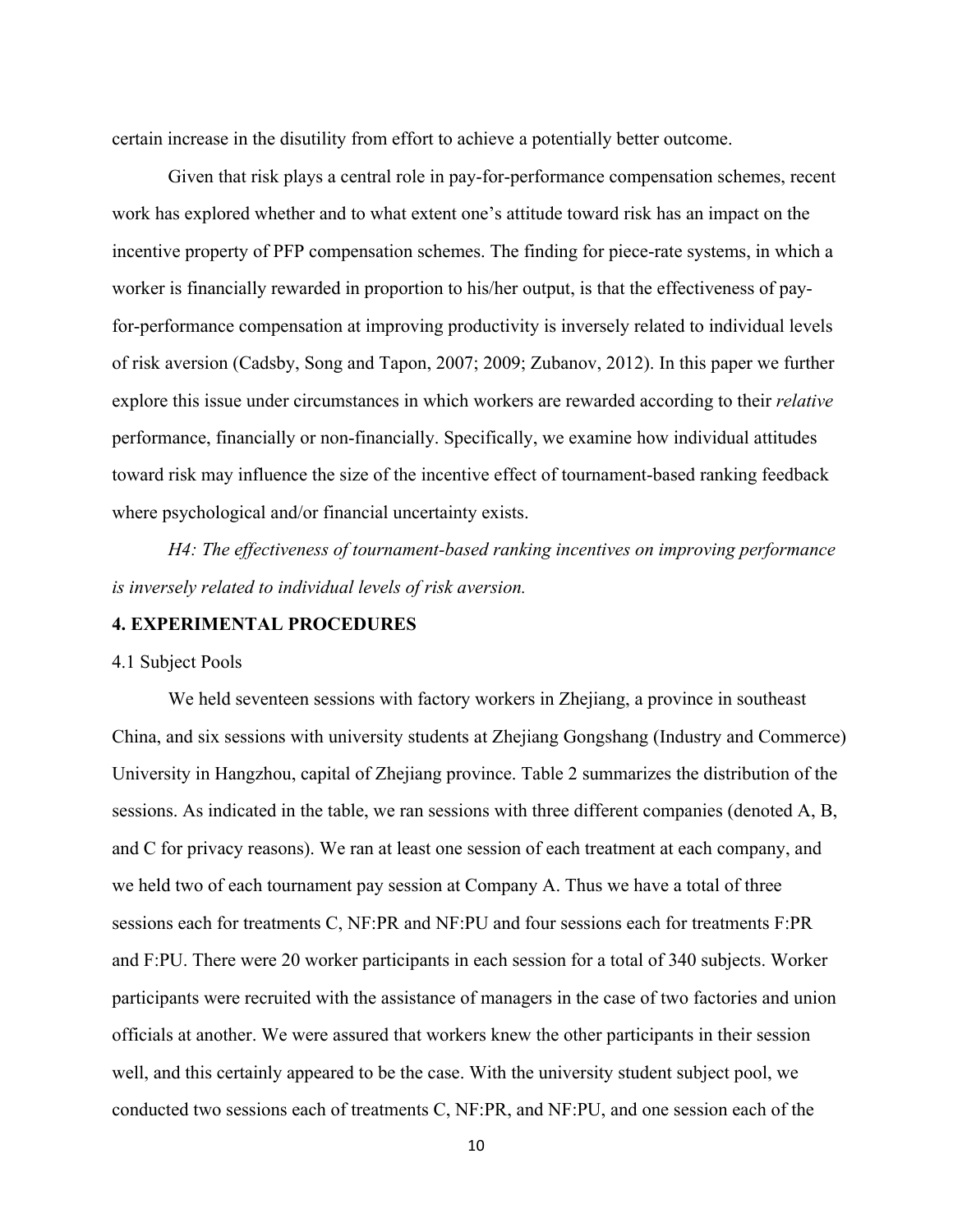certain increase in the disutility from effort to achieve a potentially better outcome.

Given that risk plays a central role in pay-for-performance compensation schemes, recent work has explored whether and to what extent one's attitude toward risk has an impact on the incentive property of PFP compensation schemes. The finding for piece-rate systems, in which a worker is financially rewarded in proportion to his/her output, is that the effectiveness of pay-for-performance compensation at improving productivity is inversely related to individual levels of risk aversion (Cadsby, Song and Tapon, 2007; 2009; Zubanov, 2012). In this paper we further explore this issue under circumstances in which workers are rewarded according to their *relative* performance, financially or non-financially. Specifically, we examine how individual attitudes toward risk may influence the size of the incentive effect of tournament-based ranking feedback where psychological and/or financial uncertainty exists.

*H4: The effectiveness of tournament-based ranking incentives on improving performance is inversely related to individual levels of risk aversion.*

## 4. EXPERIMENTAL PROCEDURES

### 4.1 Subject Pools

We held seventeen sessions with factory workers in Zhejiang, a province in southeast China, and six sessions with university students at Zhejiang Gongshang (Industry and Commerce) University in Hangzhou, capital of Zhejiang province. Table 2 summarizes the distribution of the sessions. As indicated in the table, we ran sessions with three different companies (denoted A, B, and C for privacy reasons). We ran at least one session of each treatment at each company, and we held two of each tournament pay session at Company A. Thus we have a total of three sessions each for treatments C, NF:PR and NF:PU and four sessions each for treatments F:PR and F:PU. There were 20 worker participants in each session for a total of 340 subjects. Worker participants were recruited with the assistance of managers in the case of two factories and union officials at another. We were assured that workers knew the other participants in their session well, and this certainly appeared to be the case. With the university student subject pool, we conducted two sessions each of treatments C, NF:PR, and NF:PU, and one session each of the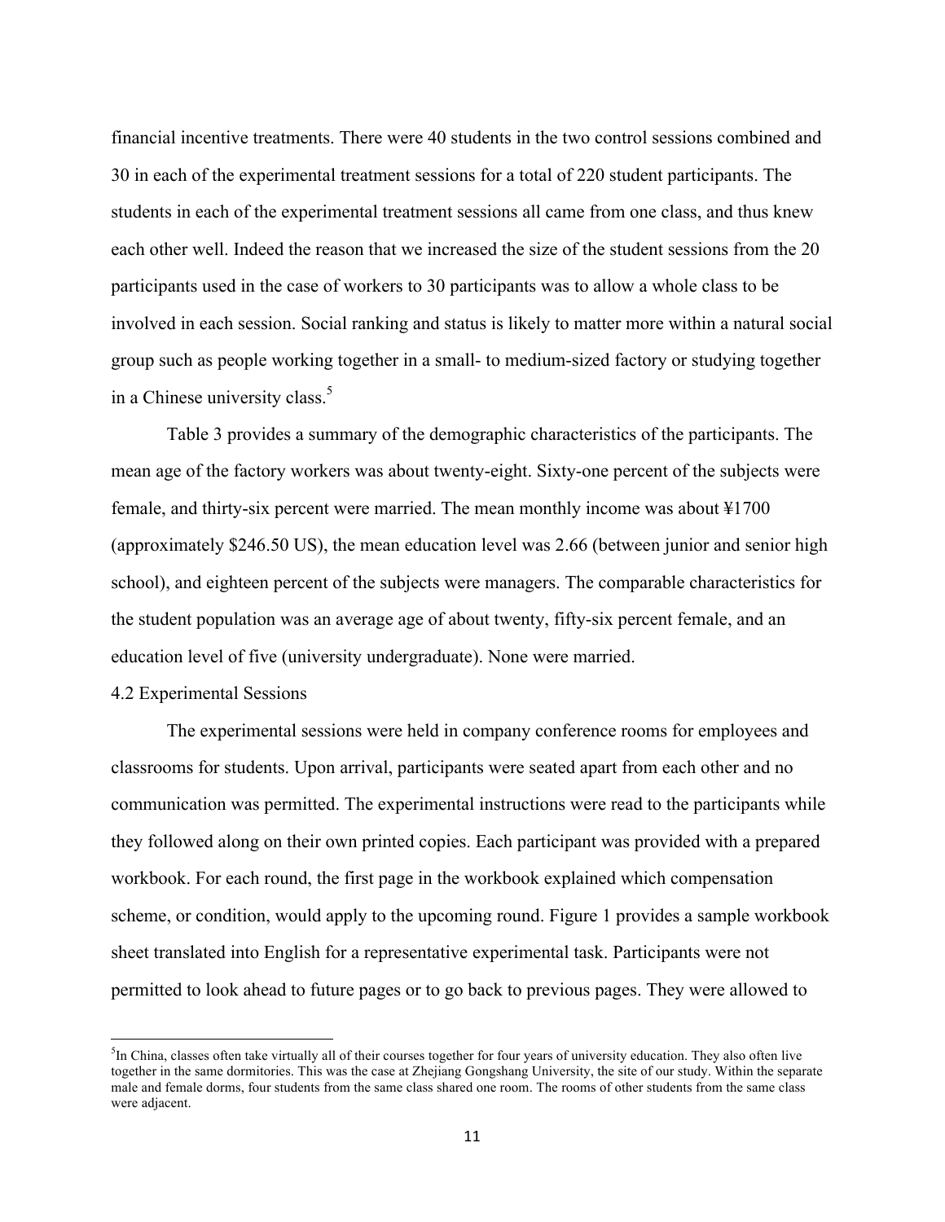financial incentive treatments. There were 40 students in the two control sessions combined and 30 in each of the experimental treatment sessions for a total of 220 student participants. The students in each of the experimental treatment sessions all came from one class, and thus knew each other well. Indeed the reason that we increased the size of the student sessions from the 20 participants used in the case of workers to 30 participants was to allow a whole class to be involved in each session. Social ranking and status is likely to matter more within a natural social group such as people working together in a small- to medium-sized factory or studying together in a Chinese university class.[5]

Table 3 provides a summary of the demographic characteristics of the participants. The mean age of the factory workers was about twenty-eight. Sixty-one percent of the subjects were female, and thirty-six percent were married. The mean monthly income was about ¥1700 (approximately $246.50 US), the mean education level was 2.66 (between junior and senior high school), and eighteen percent of the subjects were managers. The comparable characteristics for the student population was an average age of about twenty, fifty-six percent female, and an education level of five (university undergraduate). None were married.

### 4.2 Experimental Sessions

The experimental sessions were held in company conference rooms for employees and classrooms for students. Upon arrival, participants were seated apart from each other and no communication was permitted. The experimental instructions were read to the participants while they followed along on their own printed copies. Each participant was provided with a prepared workbook. For each round, the first page in the workbook explained which compensation scheme, or condition, would apply to the upcoming round. Figure 1 provides a sample workbook sheet translated into English for a representative experimental task. Participants were not permitted to look ahead to future pages or to go back to previous pages. They were allowed to

---

[5] In China, classes often take virtually all of their courses together for four years of university education. They also often live together in the same dormitories. This was the case at Zhejiang Gongshang University, the site of our study. Within the separate male and female dorms, four students from the same class shared one room. The rooms of other students from the same class were adjacent.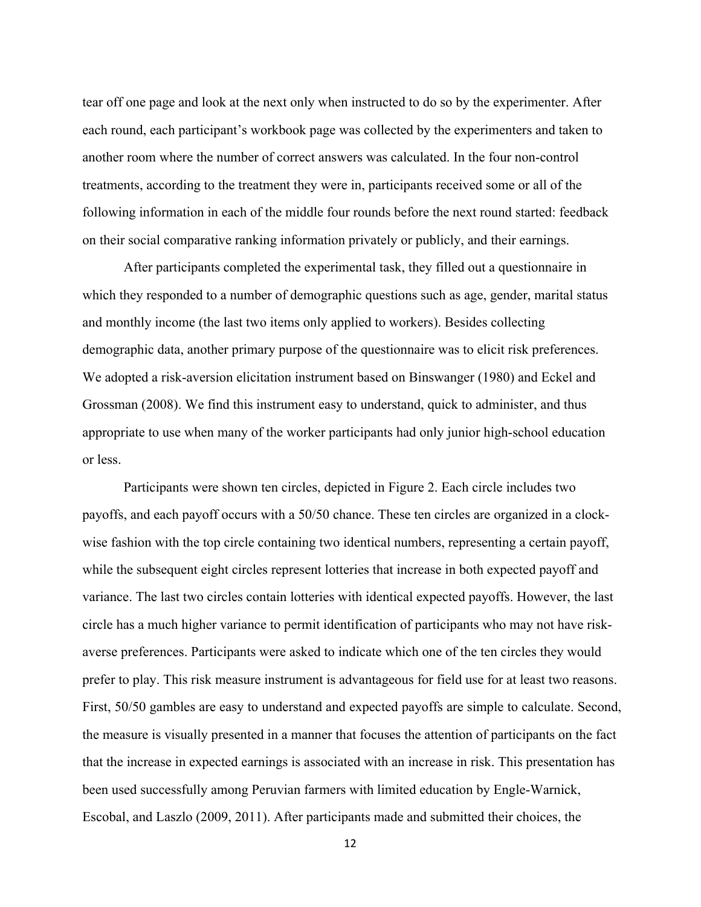tear off one page and look at the next only when instructed to do so by the experimenter. After each round, each participant's workbook page was collected by the experimenters and taken to another room where the number of correct answers was calculated. In the four non-control treatments, according to the treatment they were in, participants received some or all of the following information in each of the middle four rounds before the next round started: feedback on their social comparative ranking information privately or publicly, and their earnings.

After participants completed the experimental task, they filled out a questionnaire in which they responded to a number of demographic questions such as age, gender, marital status and monthly income (the last two items only applied to workers). Besides collecting demographic data, another primary purpose of the questionnaire was to elicit risk preferences. We adopted a risk-aversion elicitation instrument based on Binswanger (1980) and Eckel and Grossman (2008). We find this instrument easy to understand, quick to administer, and thus appropriate to use when many of the worker participants had only junior high-school education or less.

Participants were shown ten circles, depicted in Figure 2. Each circle includes two payoffs, and each payoff occurs with a 50/50 chance. These ten circles are organized in a clock-wise fashion with the top circle containing two identical numbers, representing a certain payoff, while the subsequent eight circles represent lotteries that increase in both expected payoff and variance. The last two circles contain lotteries with identical expected payoffs. However, the last circle has a much higher variance to permit identification of participants who may not have risk-averse preferences. Participants were asked to indicate which one of the ten circles they would prefer to play. This risk measure instrument is advantageous for field use for at least two reasons. First, 50/50 gambles are easy to understand and expected payoffs are simple to calculate. Second, the measure is visually presented in a manner that focuses the attention of participants on the fact that the increase in expected earnings is associated with an increase in risk. This presentation has been used successfully among Peruvian farmers with limited education by Engle-Warnick, Escobal, and Laszlo (2009, 2011). After participants made and submitted their choices, the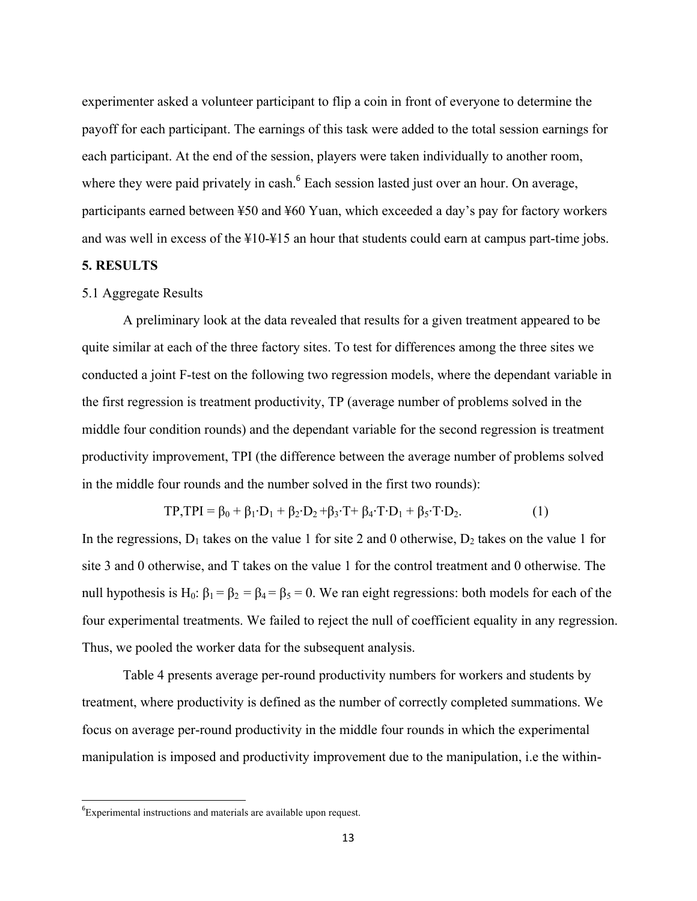experimenter asked a volunteer participant to flip a coin in front of everyone to determine the payoff for each participant. The earnings of this task were added to the total session earnings for each participant. At the end of the session, players were taken individually to another room, where they were paid privately in cash.[6] Each session lasted just over an hour. On average, participants earned between ¥50 and ¥60 Yuan, which exceeded a day's pay for factory workers and was well in excess of the ¥10-¥15 an hour that students could earn at campus part-time jobs.

## 5. RESULTS

### 5.1 Aggregate Results

A preliminary look at the data revealed that results for a given treatment appeared to be quite similar at each of the three factory sites. To test for differences among the three sites we conducted a joint F-test on the following two regression models, where the dependant variable in the first regression is treatment productivity, TP (average number of problems solved in the middle four condition rounds) and the dependant variable for the second regression is treatment productivity improvement, TPI (the difference between the average number of problems solved in the middle four rounds and the number solved in the first two rounds):

$$TP, TPI = \beta_0 + \beta_1 \cdot D_1 + \beta_2 \cdot D_2 + \beta_3 \cdot T + \beta_4 \cdot T \cdot D_1 + \beta_5 \cdot T \cdot D_2. \tag{1}$$

In the regressions, $D_1$ takes on the value 1 for site 2 and 0 otherwise, $D_2$ takes on the value 1 for site 3 and 0 otherwise, and T takes on the value 1 for the control treatment and 0 otherwise. The null hypothesis is $H_0$: $\beta_1 = \beta_2 = \beta_4 = \beta_5 = 0$. We ran eight regressions: both models for each of the four experimental treatments. We failed to reject the null of coefficient equality in any regression. Thus, we pooled the worker data for the subsequent analysis.

Table 4 presents average per-round productivity numbers for workers and students by treatment, where productivity is defined as the number of correctly completed summations. We focus on average per-round productivity in the middle four rounds in which the experimental manipulation is imposed and productivity improvement due to the manipulation, i.e the within-

[6]Experimental instructions and materials are available upon request.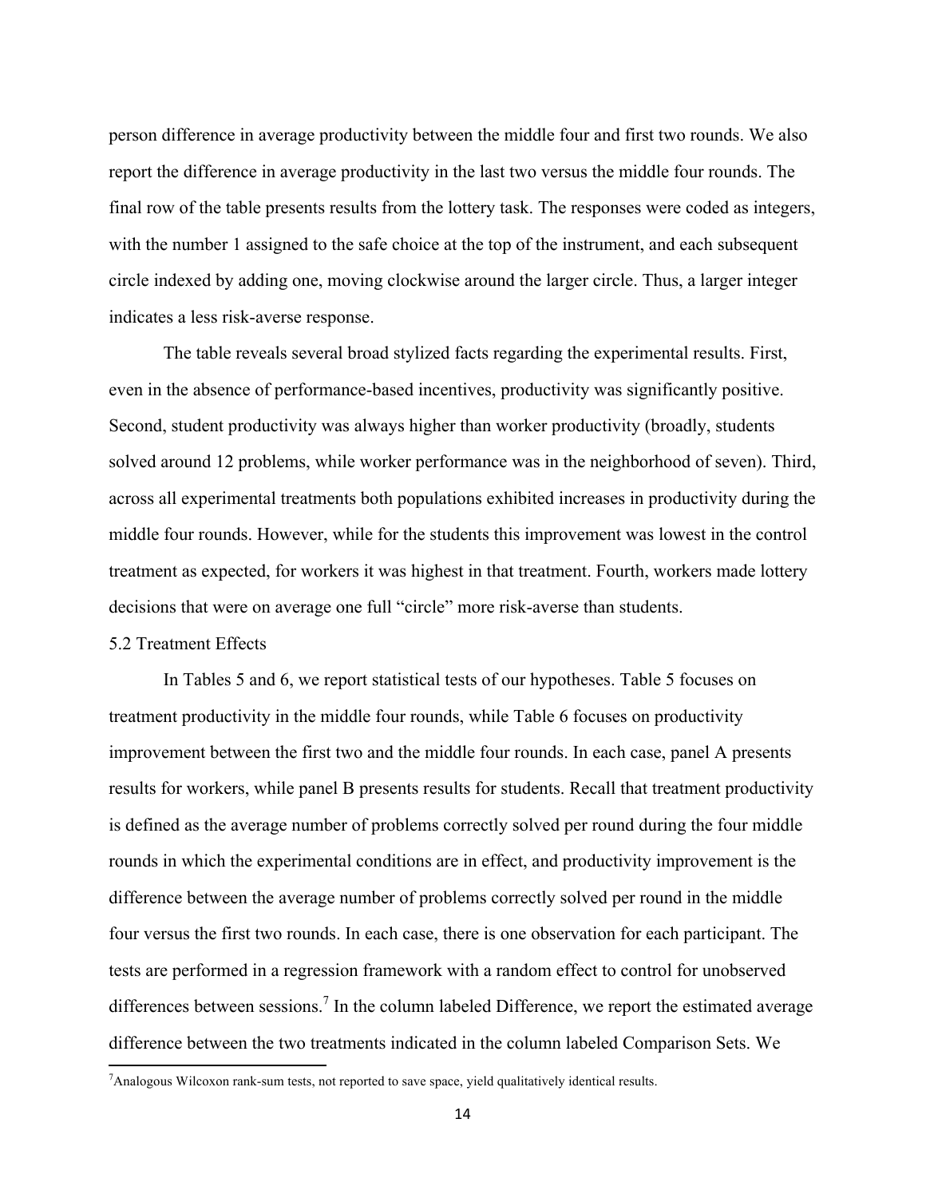person difference in average productivity between the middle four and first two rounds. We also report the difference in average productivity in the last two versus the middle four rounds. The final row of the table presents results from the lottery task. The responses were coded as integers, with the number 1 assigned to the safe choice at the top of the instrument, and each subsequent circle indexed by adding one, moving clockwise around the larger circle. Thus, a larger integer indicates a less risk-averse response.

The table reveals several broad stylized facts regarding the experimental results. First, even in the absence of performance-based incentives, productivity was significantly positive. Second, student productivity was always higher than worker productivity (broadly, students solved around 12 problems, while worker performance was in the neighborhood of seven). Third, across all experimental treatments both populations exhibited increases in productivity during the middle four rounds. However, while for the students this improvement was lowest in the control treatment as expected, for workers it was highest in that treatment. Fourth, workers made lottery decisions that were on average one full "circle" more risk-averse than students.

### 5.2 Treatment Effects

In Tables 5 and 6, we report statistical tests of our hypotheses. Table 5 focuses on treatment productivity in the middle four rounds, while Table 6 focuses on productivity improvement between the first two and the middle four rounds. In each case, panel A presents results for workers, while panel B presents results for students. Recall that treatment productivity is defined as the average number of problems correctly solved per round during the four middle rounds in which the experimental conditions are in effect, and productivity improvement is the difference between the average number of problems correctly solved per round in the middle four versus the first two rounds. In each case, there is one observation for each participant. The tests are performed in a regression framework with a random effect to control for unobserved differences between sessions.[7] In the column labeled Difference, we report the estimated average difference between the two treatments indicated in the column labeled Comparison Sets. We

[7] Analogous Wilcoxon rank-sum tests, not reported to save space, yield qualitatively identical results.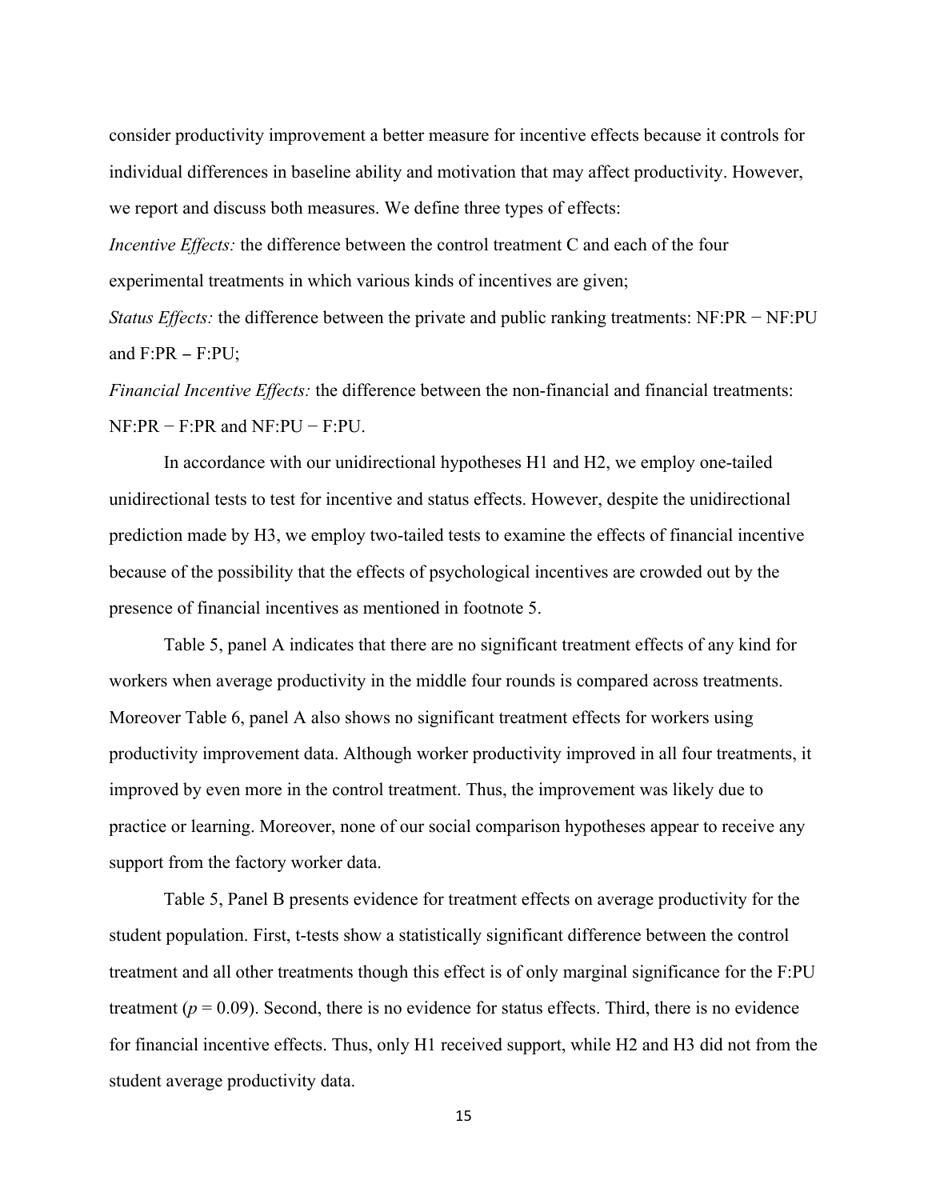consider productivity improvement a better measure for incentive effects because it controls for individual differences in baseline ability and motivation that may affect productivity. However, we report and discuss both measures. We define three types of effects:

*Incentive Effects:* the difference between the control treatment C and each of the four experimental treatments in which various kinds of incentives are given;

*Status Effects:* the difference between the private and public ranking treatments: NF:PR − NF:PU and F:PR – F:PU;

*Financial Incentive Effects:* the difference between the non-financial and financial treatments: NF:PR − F:PR and NF:PU − F:PU.

In accordance with our unidirectional hypotheses H1 and H2, we employ one-tailed unidirectional tests to test for incentive and status effects. However, despite the unidirectional prediction made by H3, we employ two-tailed tests to examine the effects of financial incentive because of the possibility that the effects of psychological incentives are crowded out by the presence of financial incentives as mentioned in footnote 5.

Table 5, panel A indicates that there are no significant treatment effects of any kind for workers when average productivity in the middle four rounds is compared across treatments. Moreover Table 6, panel A also shows no significant treatment effects for workers using productivity improvement data. Although worker productivity improved in all four treatments, it improved by even more in the control treatment. Thus, the improvement was likely due to practice or learning. Moreover, none of our social comparison hypotheses appear to receive any support from the factory worker data.

Table 5, Panel B presents evidence for treatment effects on average productivity for the student population. First, t-tests show a statistically significant difference between the control treatment and all other treatments though this effect is of only marginal significance for the F:PU treatment ($p = 0.09$). Second, there is no evidence for status effects. Third, there is no evidence for financial incentive effects. Thus, only H1 received support, while H2 and H3 did not from the student average productivity data.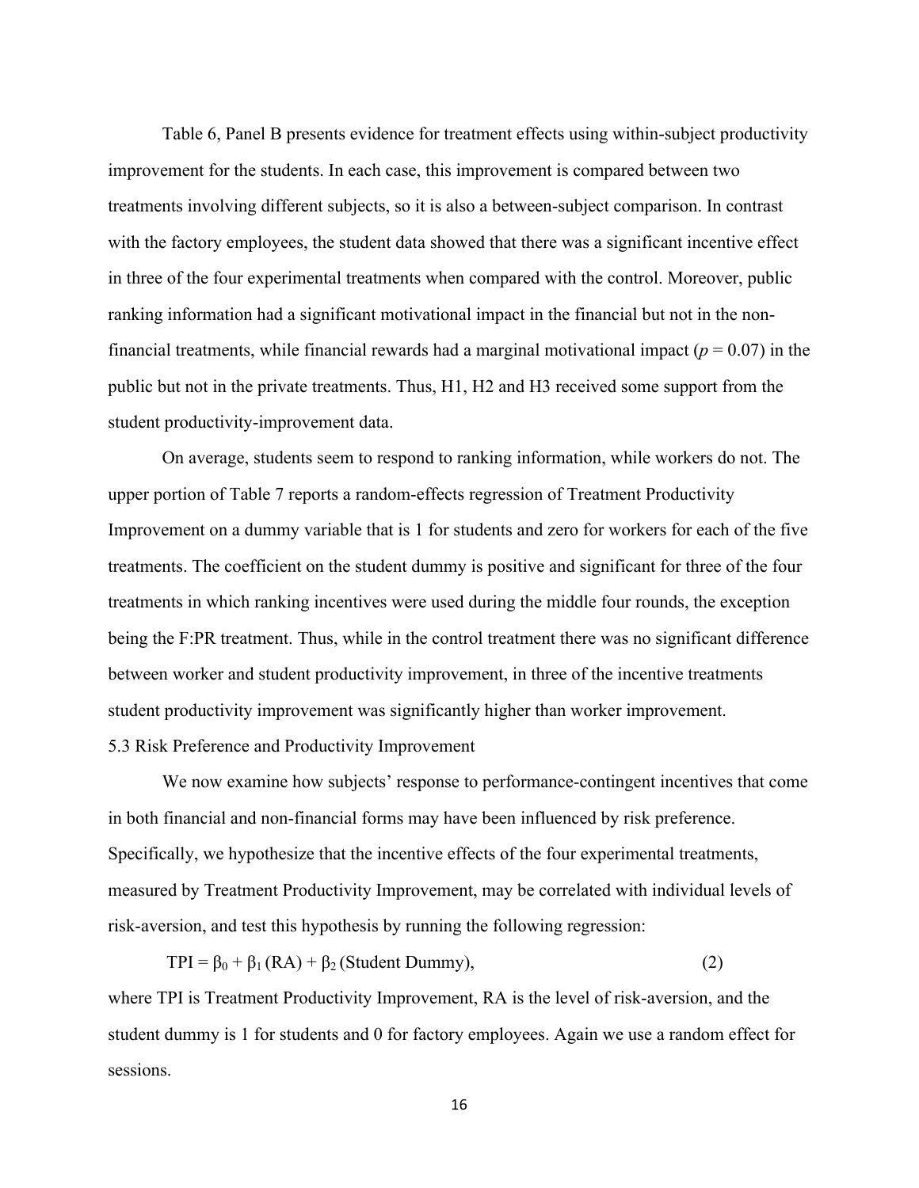Table 6, Panel B presents evidence for treatment effects using within-subject productivity improvement for the students. In each case, this improvement is compared between two treatments involving different subjects, so it is also a between-subject comparison. In contrast with the factory employees, the student data showed that there was a significant incentive effect in three of the four experimental treatments when compared with the control. Moreover, public ranking information had a significant motivational impact in the financial but not in the non-financial treatments, while financial rewards had a marginal motivational impact ($p = 0.07$) in the public but not in the private treatments. Thus, H1, H2 and H3 received some support from the student productivity-improvement data.

On average, students seem to respond to ranking information, while workers do not. The upper portion of Table 7 reports a random-effects regression of Treatment Productivity Improvement on a dummy variable that is 1 for students and zero for workers for each of the five treatments. The coefficient on the student dummy is positive and significant for three of the four treatments in which ranking incentives were used during the middle four rounds, the exception being the F:PR treatment. Thus, while in the control treatment there was no significant difference between worker and student productivity improvement, in three of the incentive treatments student productivity improvement was significantly higher than worker improvement.

### 5.3 Risk Preference and Productivity Improvement

We now examine how subjects' response to performance-contingent incentives that come in both financial and non-financial forms may have been influenced by risk preference. Specifically, we hypothesize that the incentive effects of the four experimental treatments, measured by Treatment Productivity Improvement, may be correlated with individual levels of risk-aversion, and test this hypothesis by running the following regression:

$$\text{TPI} = \beta_0 + \beta_1 (\text{RA}) + \beta_2 (\text{Student Dummy}), \qquad (2)$$

where TPI is Treatment Productivity Improvement, RA is the level of risk-aversion, and the student dummy is 1 for students and 0 for factory employees. Again we use a random effect for sessions.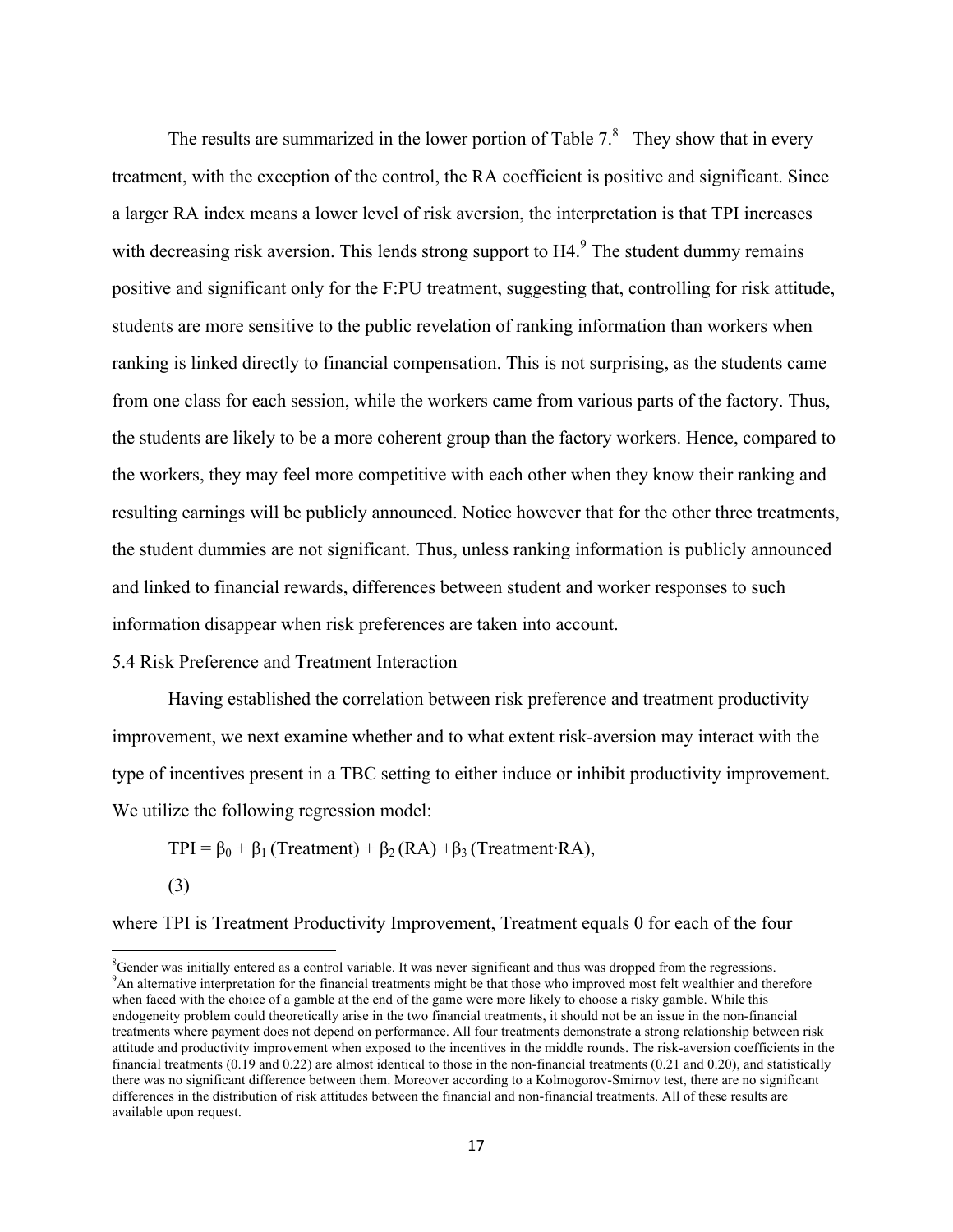The results are summarized in the lower portion of Table 7.[8] They show that in every treatment, with the exception of the control, the RA coefficient is positive and significant. Since a larger RA index means a lower level of risk aversion, the interpretation is that TPI increases with decreasing risk aversion. This lends strong support to H4.[9] The student dummy remains positive and significant only for the F:PU treatment, suggesting that, controlling for risk attitude, students are more sensitive to the public revelation of ranking information than workers when ranking is linked directly to financial compensation. This is not surprising, as the students came from one class for each session, while the workers came from various parts of the factory. Thus, the students are likely to be a more coherent group than the factory workers. Hence, compared to the workers, they may feel more competitive with each other when they know their ranking and resulting earnings will be publicly announced. Notice however that for the other three treatments, the student dummies are not significant. Thus, unless ranking information is publicly announced and linked to financial rewards, differences between student and worker responses to such information disappear when risk preferences are taken into account.

5.4 Risk Preference and Treatment Interaction

Having established the correlation between risk preference and treatment productivity improvement, we next examine whether and to what extent risk-aversion may interact with the type of incentives present in a TBC setting to either induce or inhibit productivity improvement. We utilize the following regression model:

$$TPI = \beta_0 + \beta_1 (Treatment) + \beta_2 (RA) + \beta_3 (Treatment \cdot RA), \quad (3)$$

where TPI is Treatment Productivity Improvement, Treatment equals 0 for each of the four

[8] Gender was initially entered as a control variable. It was never significant and thus was dropped from the regressions.

[9] An alternative interpretation for the financial treatments might be that those who improved most felt wealthier and therefore when faced with the choice of a gamble at the end of the game were more likely to choose a risky gamble. While this endogeneity problem could theoretically arise in the two financial treatments, it should not be an issue in the non-financial treatments where payment does not depend on performance. All four treatments demonstrate a strong relationship between risk attitude and productivity improvement when exposed to the incentives in the middle rounds. The risk-aversion coefficients in the financial treatments (0.19 and 0.22) are almost identical to those in the non-financial treatments (0.21 and 0.20), and statistically there was no significant difference between them. Moreover according to a Kolmogorov-Smirnov test, there are no significant differences in the distribution of risk attitudes between the financial and non-financial treatments. All of these results are available upon request.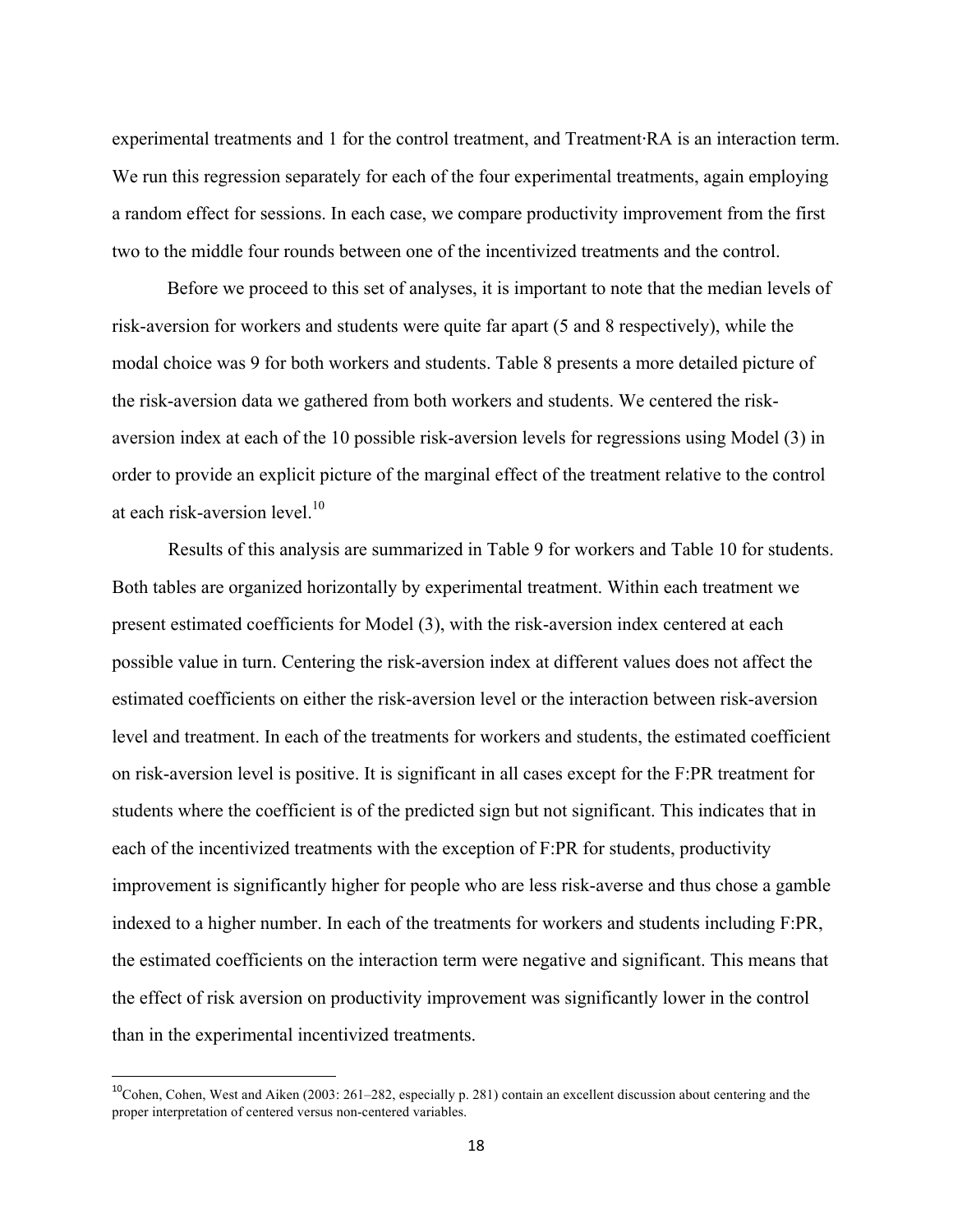experimental treatments and 1 for the control treatment, and Treatment·RA is an interaction term. We run this regression separately for each of the four experimental treatments, again employing a random effect for sessions. In each case, we compare productivity improvement from the first two to the middle four rounds between one of the incentivized treatments and the control.

Before we proceed to this set of analyses, it is important to note that the median levels of risk-aversion for workers and students were quite far apart (5 and 8 respectively), while the modal choice was 9 for both workers and students. Table 8 presents a more detailed picture of the risk-aversion data we gathered from both workers and students. We centered the risk-aversion index at each of the 10 possible risk-aversion levels for regressions using Model (3) in order to provide an explicit picture of the marginal effect of the treatment relative to the control at each risk-aversion level.[10]

Results of this analysis are summarized in Table 9 for workers and Table 10 for students. Both tables are organized horizontally by experimental treatment. Within each treatment we present estimated coefficients for Model (3), with the risk-aversion index centered at each possible value in turn. Centering the risk-aversion index at different values does not affect the estimated coefficients on either the risk-aversion level or the interaction between risk-aversion level and treatment. In each of the treatments for workers and students, the estimated coefficient on risk-aversion level is positive. It is significant in all cases except for the F:PR treatment for students where the coefficient is of the predicted sign but not significant. This indicates that in each of the incentivized treatments with the exception of F:PR for students, productivity improvement is significantly higher for people who are less risk-averse and thus chose a gamble indexed to a higher number. In each of the treatments for workers and students including F:PR, the estimated coefficients on the interaction term were negative and significant. This means that the effect of risk aversion on productivity improvement was significantly lower in the control than in the experimental incentivized treatments.

[10]Cohen, Cohen, West and Aiken (2003: 261–282, especially p. 281) contain an excellent discussion about centering and the proper interpretation of centered versus non-centered variables.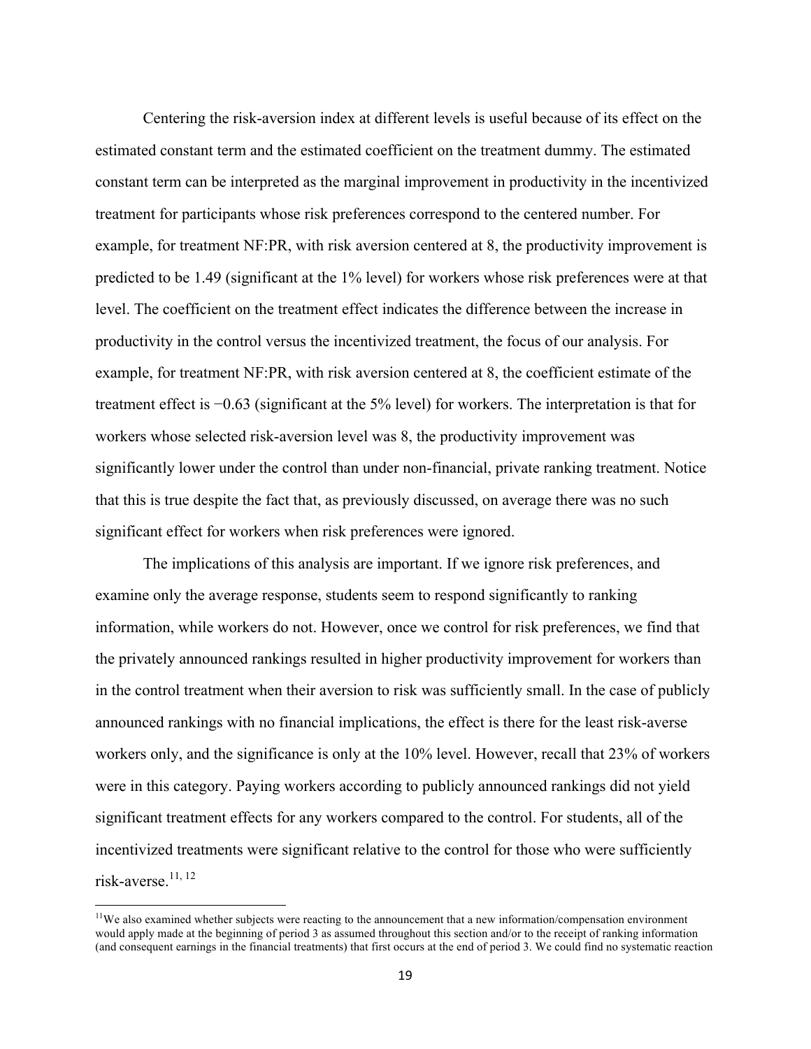Centering the risk-aversion index at different levels is useful because of its effect on the estimated constant term and the estimated coefficient on the treatment dummy. The estimated constant term can be interpreted as the marginal improvement in productivity in the incentivized treatment for participants whose risk preferences correspond to the centered number. For example, for treatment NF:PR, with risk aversion centered at 8, the productivity improvement is predicted to be 1.49 (significant at the 1% level) for workers whose risk preferences were at that level. The coefficient on the treatment effect indicates the difference between the increase in productivity in the control versus the incentivized treatment, the focus of our analysis. For example, for treatment NF:PR, with risk aversion centered at 8, the coefficient estimate of the treatment effect is −0.63 (significant at the 5% level) for workers. The interpretation is that for workers whose selected risk-aversion level was 8, the productivity improvement was significantly lower under the control than under non-financial, private ranking treatment. Notice that this is true despite the fact that, as previously discussed, on average there was no such significant effect for workers when risk preferences were ignored.

The implications of this analysis are important. If we ignore risk preferences, and examine only the average response, students seem to respond significantly to ranking information, while workers do not. However, once we control for risk preferences, we find that the privately announced rankings resulted in higher productivity improvement for workers than in the control treatment when their aversion to risk was sufficiently small. In the case of publicly announced rankings with no financial implications, the effect is there for the least risk-averse workers only, and the significance is only at the 10% level. However, recall that 23% of workers were in this category. Paying workers according to publicly announced rankings did not yield significant treatment effects for any workers compared to the control. For students, all of the incentivized treatments were significant relative to the control for those who were sufficiently risk-averse.[11, 12]

[11] We also examined whether subjects were reacting to the announcement that a new information/compensation environment would apply made at the beginning of period 3 as assumed throughout this section and/or to the receipt of ranking information (and consequent earnings in the financial treatments) that first occurs at the end of period 3. We could find no systematic reaction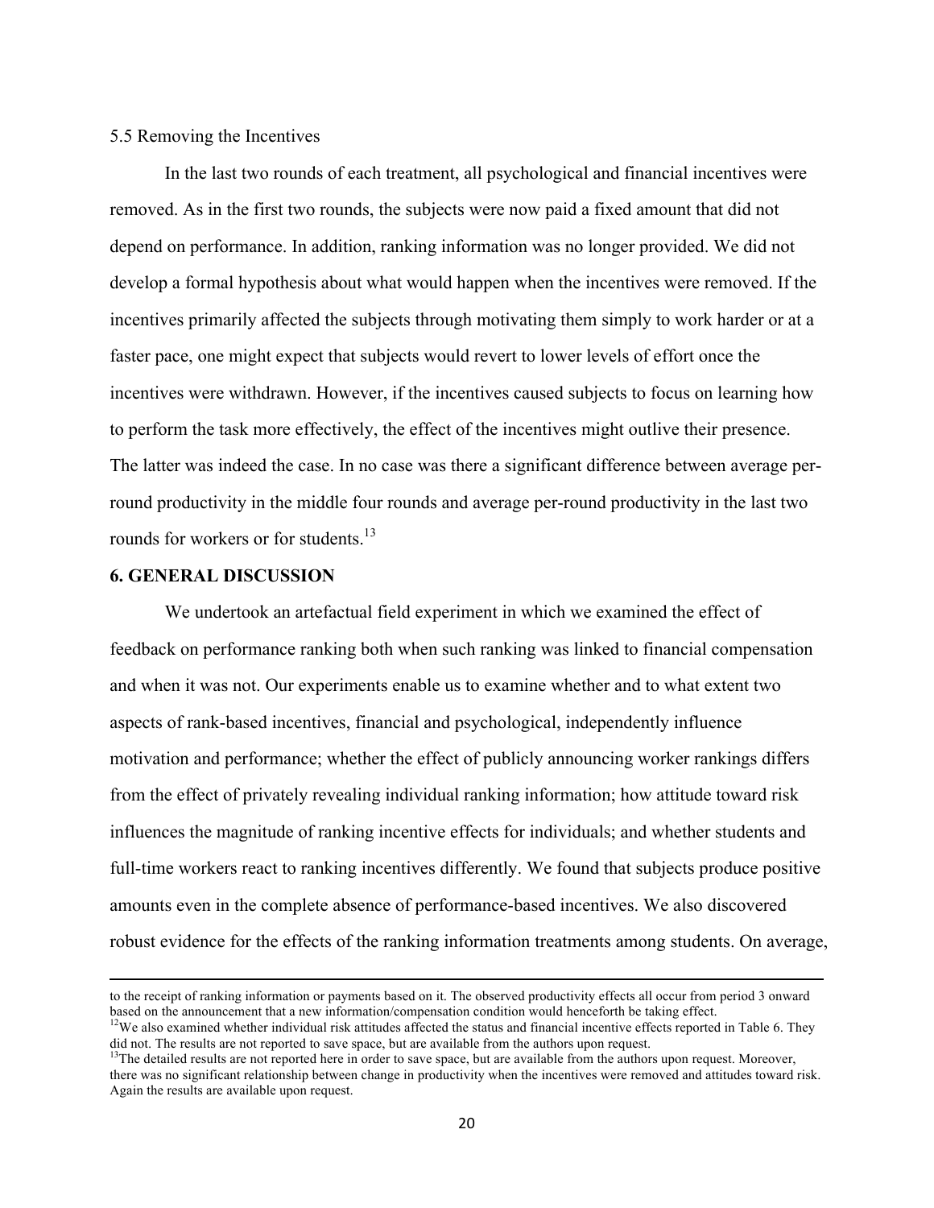5.5 Removing the Incentives

In the last two rounds of each treatment, all psychological and financial incentives were removed. As in the first two rounds, the subjects were now paid a fixed amount that did not depend on performance. In addition, ranking information was no longer provided. We did not develop a formal hypothesis about what would happen when the incentives were removed. If the incentives primarily affected the subjects through motivating them simply to work harder or at a faster pace, one might expect that subjects would revert to lower levels of effort once the incentives were withdrawn. However, if the incentives caused subjects to focus on learning how to perform the task more effectively, the effect of the incentives might outlive their presence. The latter was indeed the case. In no case was there a significant difference between average per-round productivity in the middle four rounds and average per-round productivity in the last two rounds for workers or for students.[13]

**6. GENERAL DISCUSSION**

We undertook an artefactual field experiment in which we examined the effect of feedback on performance ranking both when such ranking was linked to financial compensation and when it was not. Our experiments enable us to examine whether and to what extent two aspects of rank-based incentives, financial and psychological, independently influence motivation and performance; whether the effect of publicly announcing worker rankings differs from the effect of privately revealing individual ranking information; how attitude toward risk influences the magnitude of ranking incentive effects for individuals; and whether students and full-time workers react to ranking incentives differently. We found that subjects produce positive amounts even in the complete absence of performance-based incentives. We also discovered robust evidence for the effects of the ranking information treatments among students. On average,

---

to the receipt of ranking information or payments based on it. The observed productivity effects all occur from period 3 onward based on the announcement that a new information/compensation condition would henceforth be taking effect.

[12]We also examined whether individual risk attitudes affected the status and financial incentive effects reported in Table 6. They did not. The results are not reported to save space, but are available from the authors upon request.

[13]The detailed results are not reported here in order to save space, but are available from the authors upon request. Moreover, there was no significant relationship between change in productivity when the incentives were removed and attitudes toward risk. Again the results are available upon request.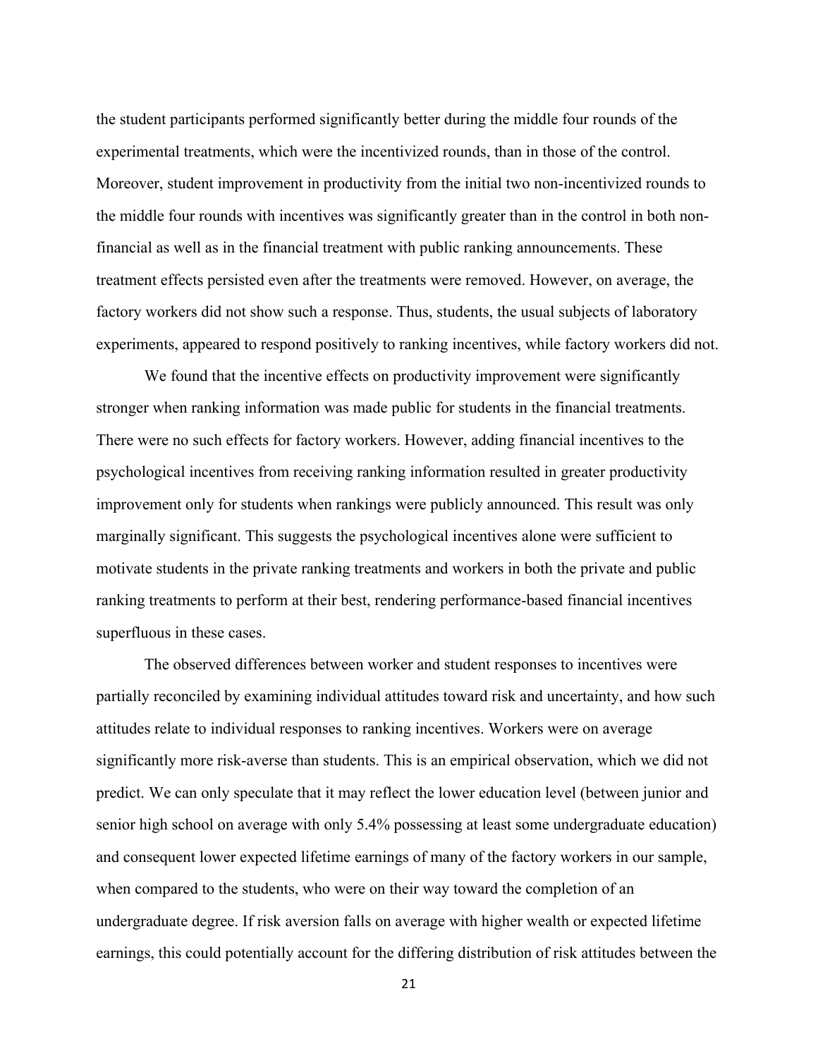the student participants performed significantly better during the middle four rounds of the experimental treatments, which were the incentivized rounds, than in those of the control. Moreover, student improvement in productivity from the initial two non-incentivized rounds to the middle four rounds with incentives was significantly greater than in the control in both non-financial as well as in the financial treatment with public ranking announcements. These treatment effects persisted even after the treatments were removed. However, on average, the factory workers did not show such a response. Thus, students, the usual subjects of laboratory experiments, appeared to respond positively to ranking incentives, while factory workers did not.

We found that the incentive effects on productivity improvement were significantly stronger when ranking information was made public for students in the financial treatments. There were no such effects for factory workers. However, adding financial incentives to the psychological incentives from receiving ranking information resulted in greater productivity improvement only for students when rankings were publicly announced. This result was only marginally significant. This suggests the psychological incentives alone were sufficient to motivate students in the private ranking treatments and workers in both the private and public ranking treatments to perform at their best, rendering performance-based financial incentives superfluous in these cases.

The observed differences between worker and student responses to incentives were partially reconciled by examining individual attitudes toward risk and uncertainty, and how such attitudes relate to individual responses to ranking incentives. Workers were on average significantly more risk-averse than students. This is an empirical observation, which we did not predict. We can only speculate that it may reflect the lower education level (between junior and senior high school on average with only 5.4% possessing at least some undergraduate education) and consequent lower expected lifetime earnings of many of the factory workers in our sample, when compared to the students, who were on their way toward the completion of an undergraduate degree. If risk aversion falls on average with higher wealth or expected lifetime earnings, this could potentially account for the differing distribution of risk attitudes between the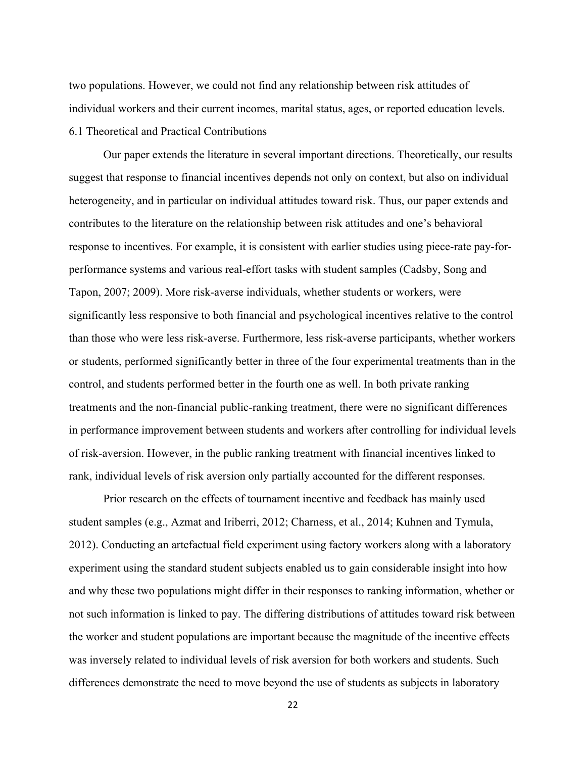two populations. However, we could not find any relationship between risk attitudes of individual workers and their current incomes, marital status, ages, or reported education levels.

### 6.1 Theoretical and Practical Contributions

Our paper extends the literature in several important directions. Theoretically, our results suggest that response to financial incentives depends not only on context, but also on individual heterogeneity, and in particular on individual attitudes toward risk. Thus, our paper extends and contributes to the literature on the relationship between risk attitudes and one's behavioral response to incentives. For example, it is consistent with earlier studies using piece-rate pay-for-performance systems and various real-effort tasks with student samples (Cadsby, Song and Tapon, 2007; 2009). More risk-averse individuals, whether students or workers, were significantly less responsive to both financial and psychological incentives relative to the control than those who were less risk-averse. Furthermore, less risk-averse participants, whether workers or students, performed significantly better in three of the four experimental treatments than in the control, and students performed better in the fourth one as well. In both private ranking treatments and the non-financial public-ranking treatment, there were no significant differences in performance improvement between students and workers after controlling for individual levels of risk-aversion. However, in the public ranking treatment with financial incentives linked to rank, individual levels of risk aversion only partially accounted for the different responses.

Prior research on the effects of tournament incentive and feedback has mainly used student samples (e.g., Azmat and Iriberri, 2012; Charness, et al., 2014; Kuhnen and Tymula, 2012). Conducting an artefactual field experiment using factory workers along with a laboratory experiment using the standard student subjects enabled us to gain considerable insight into how and why these two populations might differ in their responses to ranking information, whether or not such information is linked to pay. The differing distributions of attitudes toward risk between the worker and student populations are important because the magnitude of the incentive effects was inversely related to individual levels of risk aversion for both workers and students. Such differences demonstrate the need to move beyond the use of students as subjects in laboratory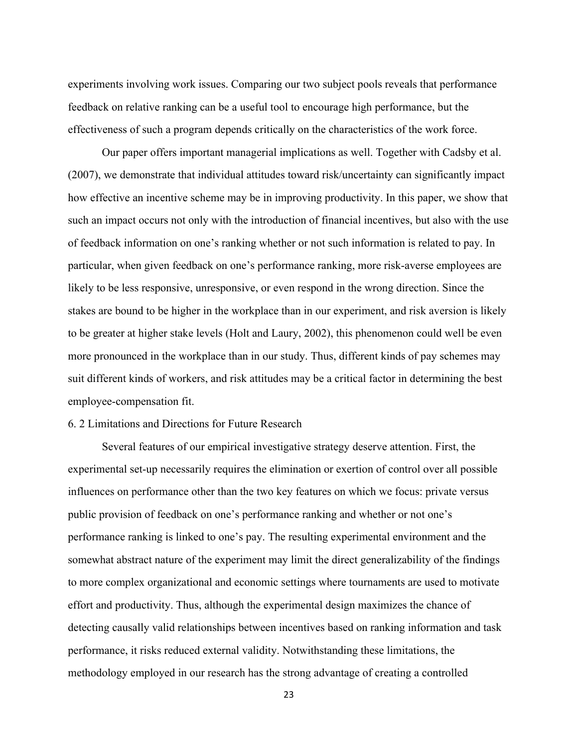experiments involving work issues. Comparing our two subject pools reveals that performance feedback on relative ranking can be a useful tool to encourage high performance, but the effectiveness of such a program depends critically on the characteristics of the work force.

Our paper offers important managerial implications as well. Together with Cadsby et al. (2007), we demonstrate that individual attitudes toward risk/uncertainty can significantly impact how effective an incentive scheme may be in improving productivity. In this paper, we show that such an impact occurs not only with the introduction of financial incentives, but also with the use of feedback information on one's ranking whether or not such information is related to pay. In particular, when given feedback on one's performance ranking, more risk-averse employees are likely to be less responsive, unresponsive, or even respond in the wrong direction. Since the stakes are bound to be higher in the workplace than in our experiment, and risk aversion is likely to be greater at higher stake levels (Holt and Laury, 2002), this phenomenon could well be even more pronounced in the workplace than in our study. Thus, different kinds of pay schemes may suit different kinds of workers, and risk attitudes may be a critical factor in determining the best employee-compensation fit.

### 6. 2 Limitations and Directions for Future Research

Several features of our empirical investigative strategy deserve attention. First, the experimental set-up necessarily requires the elimination or exertion of control over all possible influences on performance other than the two key features on which we focus: private versus public provision of feedback on one's performance ranking and whether or not one's performance ranking is linked to one's pay. The resulting experimental environment and the somewhat abstract nature of the experiment may limit the direct generalizability of the findings to more complex organizational and economic settings where tournaments are used to motivate effort and productivity. Thus, although the experimental design maximizes the chance of detecting causally valid relationships between incentives based on ranking information and task performance, it risks reduced external validity. Notwithstanding these limitations, the methodology employed in our research has the strong advantage of creating a controlled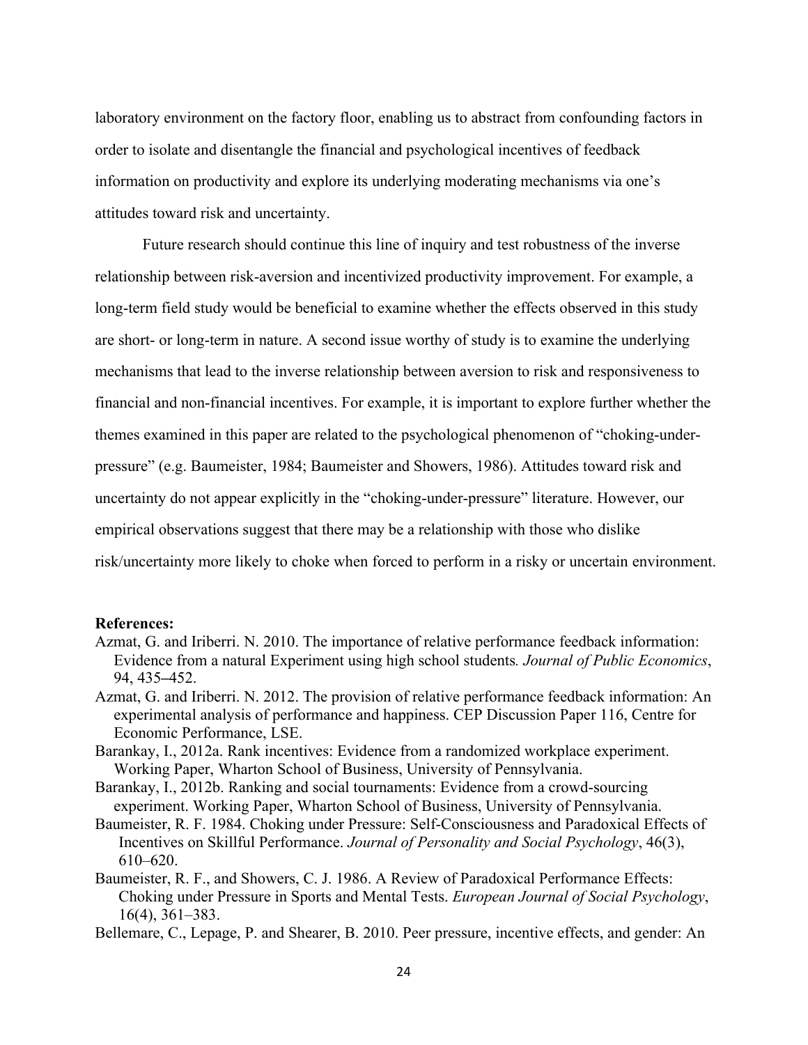laboratory environment on the factory floor, enabling us to abstract from confounding factors in order to isolate and disentangle the financial and psychological incentives of feedback information on productivity and explore its underlying moderating mechanisms via one's attitudes toward risk and uncertainty.

Future research should continue this line of inquiry and test robustness of the inverse relationship between risk-aversion and incentivized productivity improvement. For example, a long-term field study would be beneficial to examine whether the effects observed in this study are short- or long-term in nature. A second issue worthy of study is to examine the underlying mechanisms that lead to the inverse relationship between aversion to risk and responsiveness to financial and non-financial incentives. For example, it is important to explore further whether the themes examined in this paper are related to the psychological phenomenon of "choking-under-pressure" (e.g. Baumeister, 1984; Baumeister and Showers, 1986). Attitudes toward risk and uncertainty do not appear explicitly in the "choking-under-pressure" literature. However, our empirical observations suggest that there may be a relationship with those who dislike risk/uncertainty more likely to choke when forced to perform in a risky or uncertain environment.

**References:**

Azmat, G. and Iriberri. N. 2010. The importance of relative performance feedback information: Evidence from a natural Experiment using high school students*. Journal of Public Economics*, 94, 435–452.

Azmat, G. and Iriberri. N. 2012. The provision of relative performance feedback information: An experimental analysis of performance and happiness. CEP Discussion Paper 116, Centre for Economic Performance, LSE.

Barankay, I., 2012a. Rank incentives: Evidence from a randomized workplace experiment. Working Paper, Wharton School of Business, University of Pennsylvania.

Barankay, I., 2012b. Ranking and social tournaments: Evidence from a crowd-sourcing experiment. Working Paper, Wharton School of Business, University of Pennsylvania.

Baumeister, R. F. 1984. Choking under Pressure: Self-Consciousness and Paradoxical Effects of Incentives on Skillful Performance. *Journal of Personality and Social Psychology*, 46(3), 610–620.

Baumeister, R. F., and Showers, C. J. 1986. A Review of Paradoxical Performance Effects: Choking under Pressure in Sports and Mental Tests. *European Journal of Social Psychology*, 16(4), 361–383.

Bellemare, C., Lepage, P. and Shearer, B. 2010. Peer pressure, incentive effects, and gender: An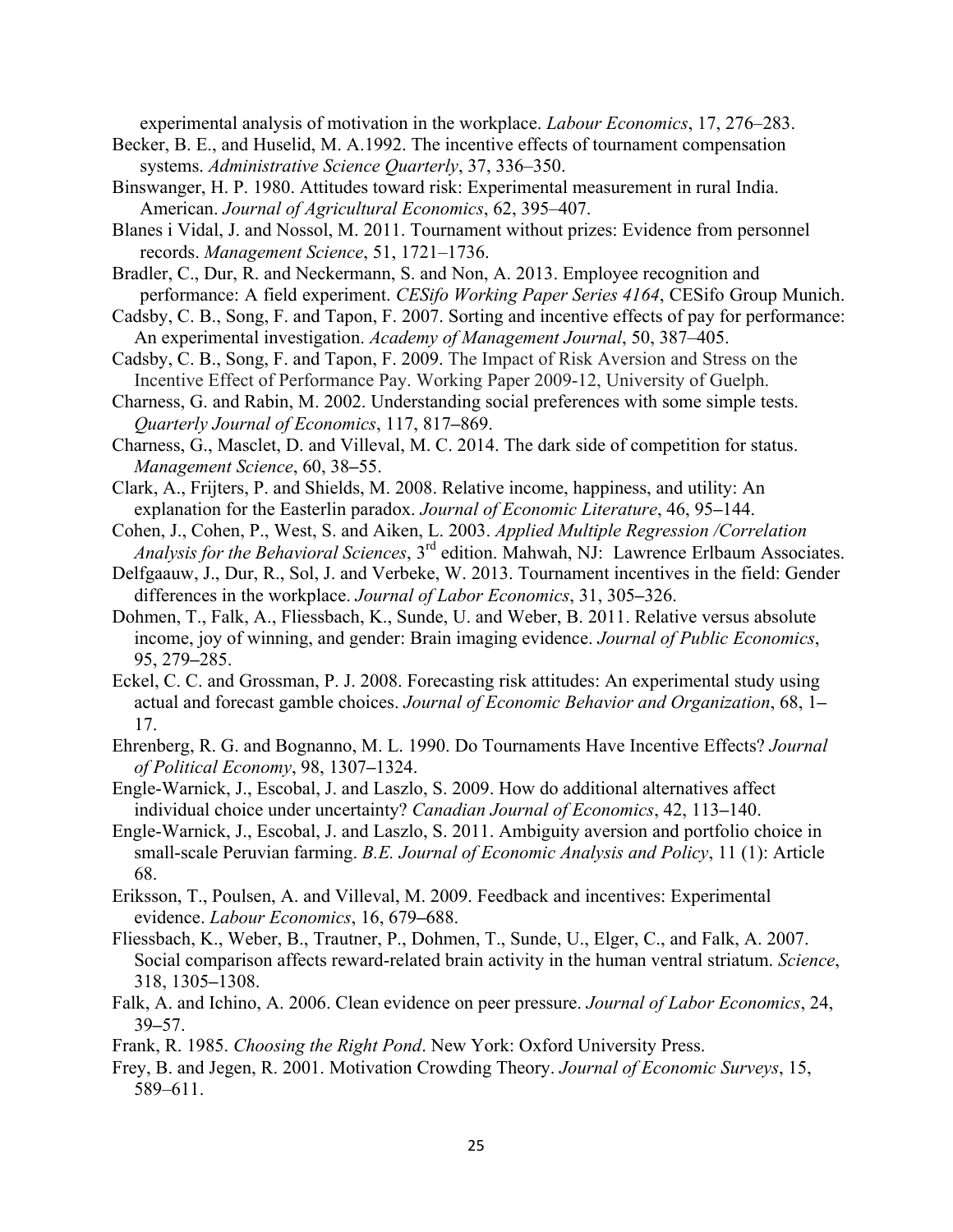experimental analysis of motivation in the workplace. *Labour Economics*, 17, 276–283.

Becker, B. E., and Huselid, M. A.1992. The incentive effects of tournament compensation systems. *Administrative Science Quarterly*, 37, 336–350.

Binswanger, H. P. 1980. Attitudes toward risk: Experimental measurement in rural India. American. *Journal of Agricultural Economics*, 62, 395–407.

Blanes i Vidal, J. and Nossol, M. 2011. Tournament without prizes: Evidence from personnel records. *Management Science*, 51, 1721–1736.

Bradler, C., Dur, R. and Neckermann, S. and Non, A. 2013. Employee recognition and performance: A field experiment. *CESifo Working Paper Series 4164*, CESifo Group Munich.

Cadsby, C. B., Song, F. and Tapon, F. 2007. Sorting and incentive effects of pay for performance: An experimental investigation. *Academy of Management Journal*, 50, 387–405.

Cadsby, C. B., Song, F. and Tapon, F. 2009. The Impact of Risk Aversion and Stress on the Incentive Effect of Performance Pay. Working Paper 2009-12, University of Guelph.

Charness, G. and Rabin, M. 2002. Understanding social preferences with some simple tests. *Quarterly Journal of Economics*, 117, 817–869.

Charness, G., Masclet, D. and Villeval, M. C. 2014. The dark side of competition for status. *Management Science*, 60, 38–55.

Clark, A., Frijters, P. and Shields, M. 2008. Relative income, happiness, and utility: An explanation for the Easterlin paradox. *Journal of Economic Literature*, 46, 95–144.

Cohen, J., Cohen, P., West, S. and Aiken, L. 2003. *Applied Multiple Regression /Correlation Analysis for the Behavioral Sciences*, 3rd edition. Mahwah, NJ: Lawrence Erlbaum Associates.

Delfgaauw, J., Dur, R., Sol, J. and Verbeke, W. 2013. Tournament incentives in the field: Gender differences in the workplace. *Journal of Labor Economics*, 31, 305–326.

Dohmen, T., Falk, A., Fliessbach, K., Sunde, U. and Weber, B. 2011. Relative versus absolute income, joy of winning, and gender: Brain imaging evidence. *Journal of Public Economics*, 95, 279–285.

Eckel, C. C. and Grossman, P. J. 2008. Forecasting risk attitudes: An experimental study using actual and forecast gamble choices. *Journal of Economic Behavior and Organization*, 68, 1–17.

Ehrenberg, R. G. and Bognanno, M. L. 1990. Do Tournaments Have Incentive Effects? *Journal of Political Economy*, 98, 1307–1324.

Engle-Warnick, J., Escobal, J. and Laszlo, S. 2009. How do additional alternatives affect individual choice under uncertainty? *Canadian Journal of Economics*, 42, 113–140.

Engle-Warnick, J., Escobal, J. and Laszlo, S. 2011. Ambiguity aversion and portfolio choice in small-scale Peruvian farming. *B.E. Journal of Economic Analysis and Policy*, 11 (1): Article 68.

Eriksson, T., Poulsen, A. and Villeval, M. 2009. Feedback and incentives: Experimental evidence. *Labour Economics*, 16, 679–688.

Fliessbach, K., Weber, B., Trautner, P., Dohmen, T., Sunde, U., Elger, C., and Falk, A. 2007. Social comparison affects reward-related brain activity in the human ventral striatum. *Science*, 318, 1305–1308.

Falk, A. and Ichino, A. 2006. Clean evidence on peer pressure. *Journal of Labor Economics*, 24, 39–57.

Frank, R. 1985. *Choosing the Right Pond*. New York: Oxford University Press.

Frey, B. and Jegen, R. 2001. Motivation Crowding Theory. *Journal of Economic Surveys*, 15, 589–611.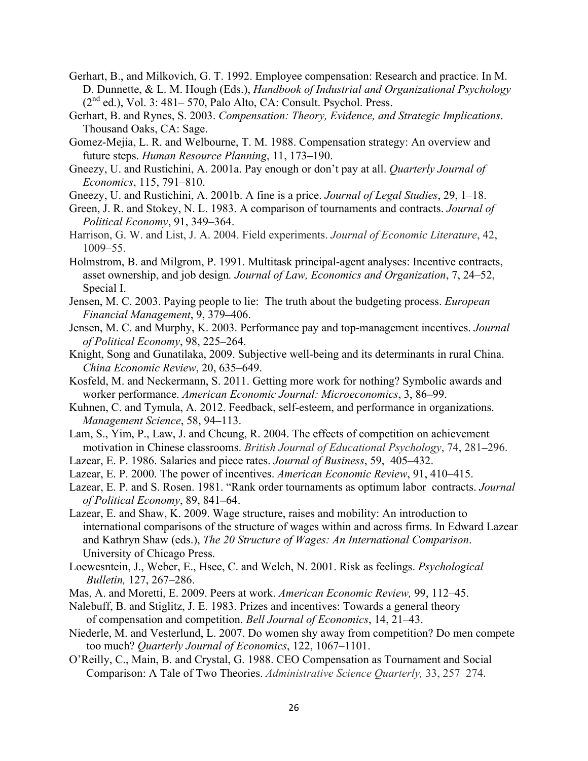Gerhart, B., and Milkovich, G. T. 1992. Employee compensation: Research and practice. In M. D. Dunnette, & L. M. Hough (Eds.), *Handbook of Industrial and Organizational Psychology* (2nd ed.), Vol. 3: 481– 570, Palo Alto, CA: Consult. Psychol. Press.

Gerhart, B. and Rynes, S. 2003. *Compensation: Theory, Evidence, and Strategic Implications*. Thousand Oaks, CA: Sage.

Gomez-Mejia, L. R. and Welbourne, T. M. 1988. Compensation strategy: An overview and future steps. *Human Resource Planning*, 11, 173–190.

Gneezy, U. and Rustichini, A. 2001a. Pay enough or don't pay at all. *Quarterly Journal of Economics*, 115, 791–810.

Gneezy, U. and Rustichini, A. 2001b. A fine is a price. *Journal of Legal Studies*, 29, 1–18.

Green, J. R. and Stokey, N. L. 1983. A comparison of tournaments and contracts. *Journal of Political Economy*, 91, 349–364.

Harrison, G. W. and List, J. A. 2004. Field experiments. *Journal of Economic Literature*, 42, 1009–55.

Holmstrom, B. and Milgrom, P. 1991. Multitask principal-agent analyses: Incentive contracts, asset ownership, and job design*. Journal of Law, Economics and Organization*, 7, 24–52, Special I.

Jensen, M. C. 2003. Paying people to lie: The truth about the budgeting process. *European Financial Management*, 9, 379–406.

Jensen, M. C. and Murphy, K. 2003. Performance pay and top-management incentives. *Journal of Political Economy*, 98, 225–264.

Knight, Song and Gunatilaka, 2009. Subjective well-being and its determinants in rural China. *China Economic Review*, 20, 635–649.

Kosfeld, M. and Neckermann, S. 2011. Getting more work for nothing? Symbolic awards and worker performance. *American Economic Journal: Microeconomics*, 3, 86–99.

Kuhnen, C. and Tymula, A. 2012. Feedback, self-esteem, and performance in organizations. *Management Science*, 58, 94–113.

Lam, S., Yim, P., Law, J. and Cheung, R. 2004. The effects of competition on achievement motivation in Chinese classrooms. *British Journal of Educational Psychology*, 74, 281–296.

Lazear, E. P. 1986. Salaries and piece rates. *Journal of Business*, 59, 405–432.

Lazear, E. P. 2000. The power of incentives. *American Economic Review*, 91, 410–415.

Lazear, E. P. and S. Rosen. 1981. "Rank order tournaments as optimum labor contracts. *Journal of Political Economy*, 89, 841–64.

Lazear, E. and Shaw, K. 2009. Wage structure, raises and mobility: An introduction to international comparisons of the structure of wages within and across firms. In Edward Lazear and Kathryn Shaw (eds.), *The 20 Structure of Wages: An International Comparison*. University of Chicago Press.

Loewesntein, J., Weber, E., Hsee, C. and Welch, N. 2001. Risk as feelings. *Psychological Bulletin,* 127, 267–286.

Mas, A. and Moretti, E. 2009. Peers at work. *American Economic Review,* 99, 112–45.

Nalebuff, B. and Stiglitz, J. E. 1983. Prizes and incentives: Towards a general theory of compensation and competition. *Bell Journal of Economics*, 14, 21–43.

Niederle, M. and Vesterlund, L. 2007. Do women shy away from competition? Do men compete too much? *Quarterly Journal of Economics*, 122, 1067–1101.

O'Reilly, C., Main, B. and Crystal, G. 1988. CEO Compensation as Tournament and Social Comparison: A Tale of Two Theories. *Administrative Science Quarterly,* 33, 257–274.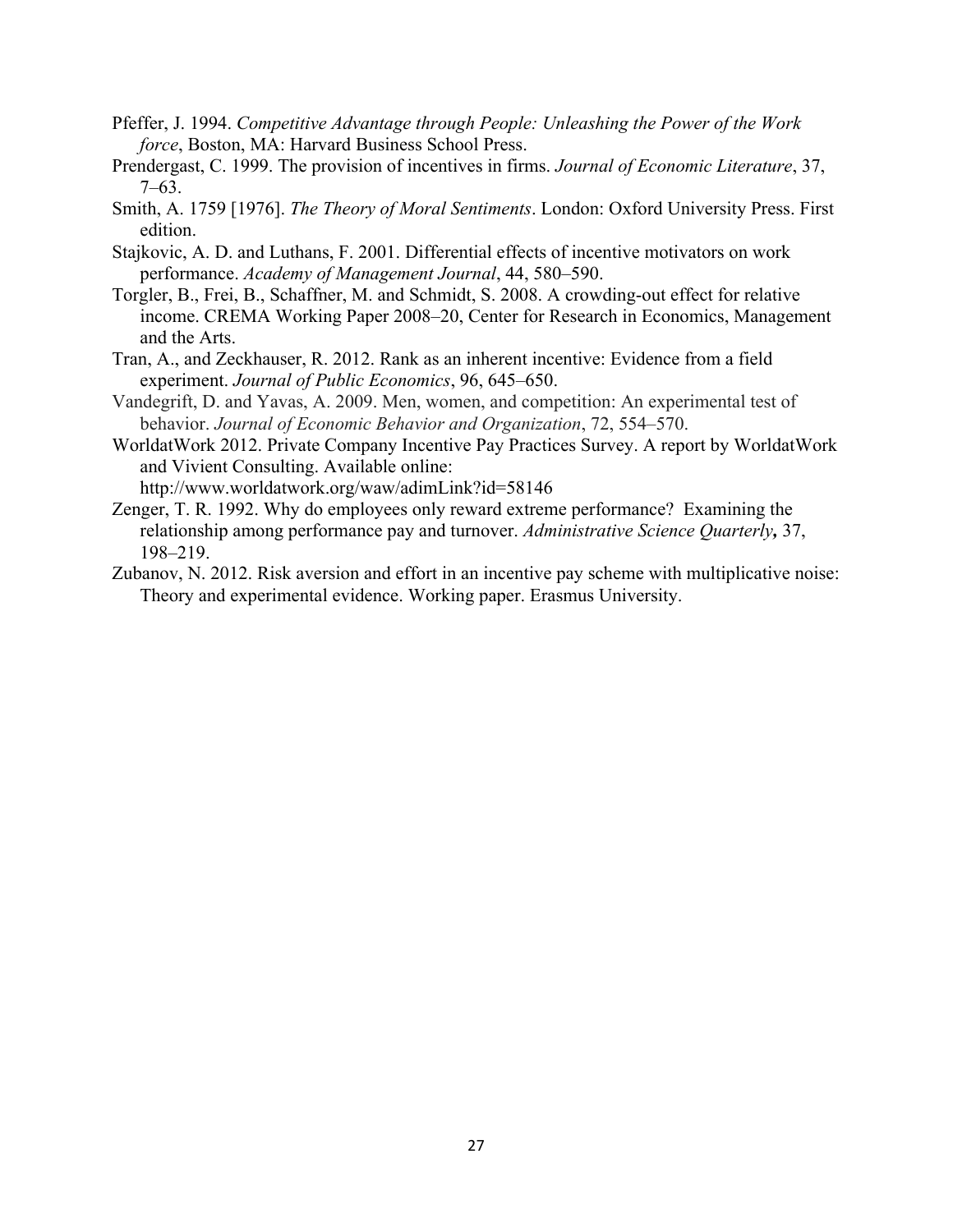Pfeffer, J. 1994. *Competitive Advantage through People: Unleashing the Power of the Work force*, Boston, MA: Harvard Business School Press.

Prendergast, C. 1999. The provision of incentives in firms. *Journal of Economic Literature*, 37, 7–63.

Smith, A. 1759 [1976]. *The Theory of Moral Sentiments*. London: Oxford University Press. First edition.

Stajkovic, A. D. and Luthans, F. 2001. Differential effects of incentive motivators on work performance. *Academy of Management Journal*, 44, 580–590.

Torgler, B., Frei, B., Schaffner, M. and Schmidt, S. 2008. A crowding-out effect for relative income. CREMA Working Paper 2008–20, Center for Research in Economics, Management and the Arts.

Tran, A., and Zeckhauser, R. 2012. Rank as an inherent incentive: Evidence from a field experiment. *Journal of Public Economics*, 96, 645–650.

Vandegrift, D. and Yavas, A. 2009. Men, women, and competition: An experimental test of behavior. *Journal of Economic Behavior and Organization*, 72, 554–570.

WorldatWork 2012. Private Company Incentive Pay Practices Survey. A report by WorldatWork and Vivient Consulting. Available online: http://www.worldatwork.org/waw/adimLink?id=58146

Zenger, T. R. 1992. Why do employees only reward extreme performance? Examining the relationship among performance pay and turnover. *Administrative Science Quarterly***,** 37, 198–219.

Zubanov, N. 2012. Risk aversion and effort in an incentive pay scheme with multiplicative noise: Theory and experimental evidence. Working paper. Erasmus University.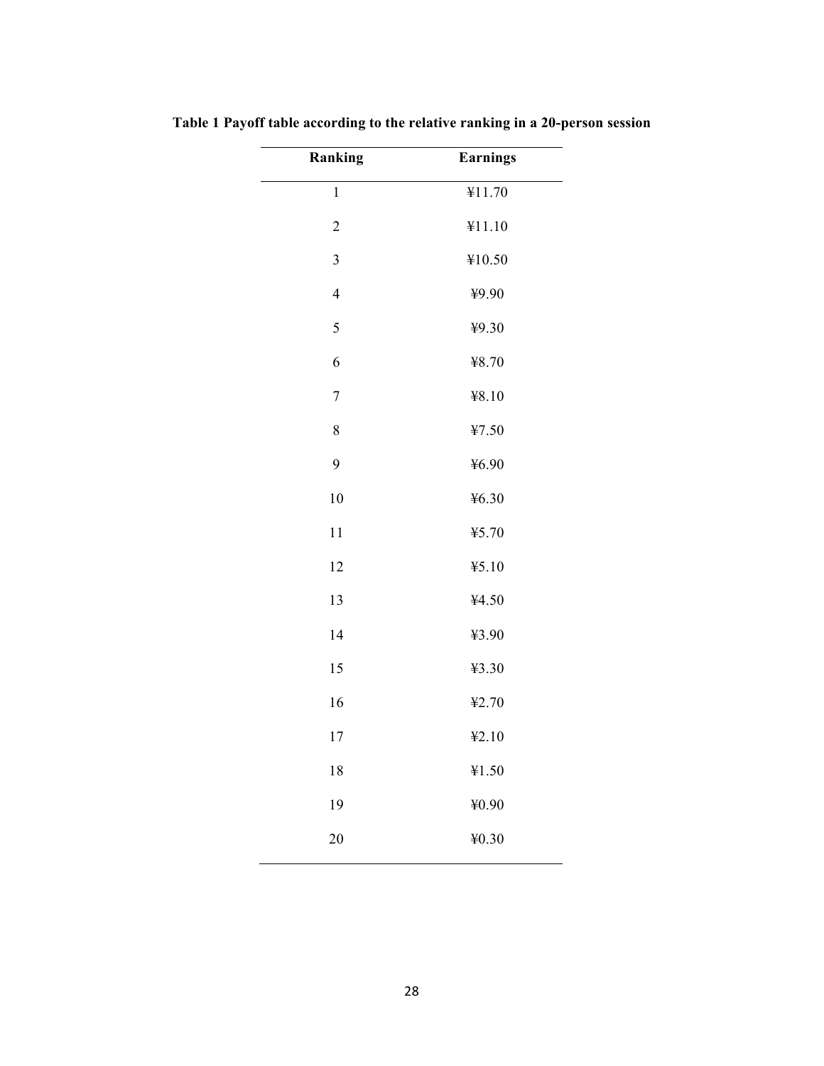**Table 1 Payoff table according to the relative ranking in a 20-person session**

| Ranking | Earnings |
|---|---|
| 1 | ¥11.70 |
| 2 | ¥11.10 |
| 3 | ¥10.50 |
| 4 | ¥9.90 |
| 5 | ¥9.30 |
| 6 | ¥8.70 |
| 7 | ¥8.10 |
| 8 | ¥7.50 |
| 9 | ¥6.90 |
| 10 | ¥6.30 |
| 11 | ¥5.70 |
| 12 | ¥5.10 |
| 13 | ¥4.50 |
| 14 | ¥3.90 |
| 15 | ¥3.30 |
| 16 | ¥2.70 |
| 17 | ¥2.10 |
| 18 | ¥1.50 |
| 19 | ¥0.90 |
| 20 | ¥0.30 |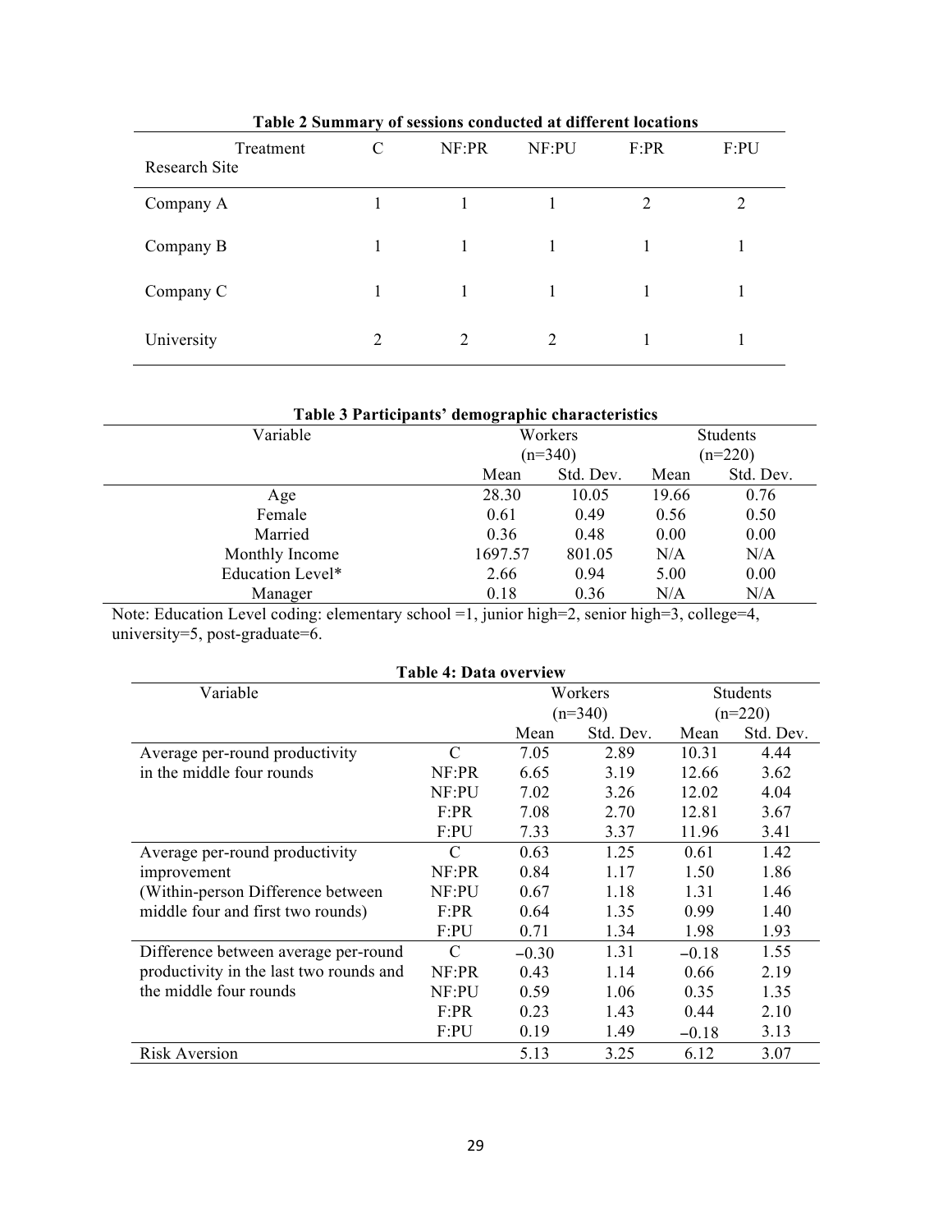**Table 2 Summary of sessions conducted at different locations**

| Research Site \ Treatment | C | NF:PR | NF:PU | F:PR | F:PU |
|---|---|---|---|---|---|
| Company A | 1 | 1 | 1 | 2 | 2 |
| Company B | 1 | 1 | 1 | 1 | 1 |
| Company C | 1 | 1 | 1 | 1 | 1 |
| University | 2 | 2 | 2 | 1 | 1 |

**Table 3 Participants' demographic characteristics**

| Variable | Workers (n=340) | | Students (n=220) | |
|---|---|---|---|---|
| | Mean | Std. Dev. | Mean | Std. Dev. |
| Age | 28.30 | 10.05 | 19.66 | 0.76 |
| Female | 0.61 | 0.49 | 0.56 | 0.50 |
| Married | 0.36 | 0.48 | 0.00 | 0.00 |
| Monthly Income | 1697.57 | 801.05 | N/A | N/A |
| Education Level* | 2.66 | 0.94 | 5.00 | 0.00 |
| Manager | 0.18 | 0.36 | N/A | N/A |

Note: Education Level coding: elementary school =1, junior high=2, senior high=3, college=4, university=5, post-graduate=6.

**Table 4: Data overview**

| Variable | | Workers (n=340) | | Students (n=220) | |
|---|---|---|---|---|---|
| | | Mean | Std. Dev. | Mean | Std. Dev. |
| Average per-round productivity in the middle four rounds | C | 7.05 | 2.89 | 10.31 | 4.44 |
| | NF:PR | 6.65 | 3.19 | 12.66 | 3.62 |
| | NF:PU | 7.02 | 3.26 | 12.02 | 4.04 |
| | F:PR | 7.08 | 2.70 | 12.81 | 3.67 |
| | F:PU | 7.33 | 3.37 | 11.96 | 3.41 |
| Average per-round productivity improvement (Within-person Difference between middle four and first two rounds) | C | 0.63 | 1.25 | 0.61 | 1.42 |
| | NF:PR | 0.84 | 1.17 | 1.50 | 1.86 |
| | NF:PU | 0.67 | 1.18 | 1.31 | 1.46 |
| | F:PR | 0.64 | 1.35 | 0.99 | 1.40 |
| | F:PU | 0.71 | 1.34 | 1.98 | 1.93 |
| Difference between average per-round productivity in the last two rounds and the middle four rounds | C | −0.30 | 1.31 | −0.18 | 1.55 |
| | NF:PR | 0.43 | 1.14 | 0.66 | 2.19 |
| | NF:PU | 0.59 | 1.06 | 0.35 | 1.35 |
| | F:PR | 0.23 | 1.43 | 0.44 | 2.10 |
| | F:PU | 0.19 | 1.49 | −0.18 | 3.13 |
| Risk Aversion | | 5.13 | 3.25 | 6.12 | 3.07 |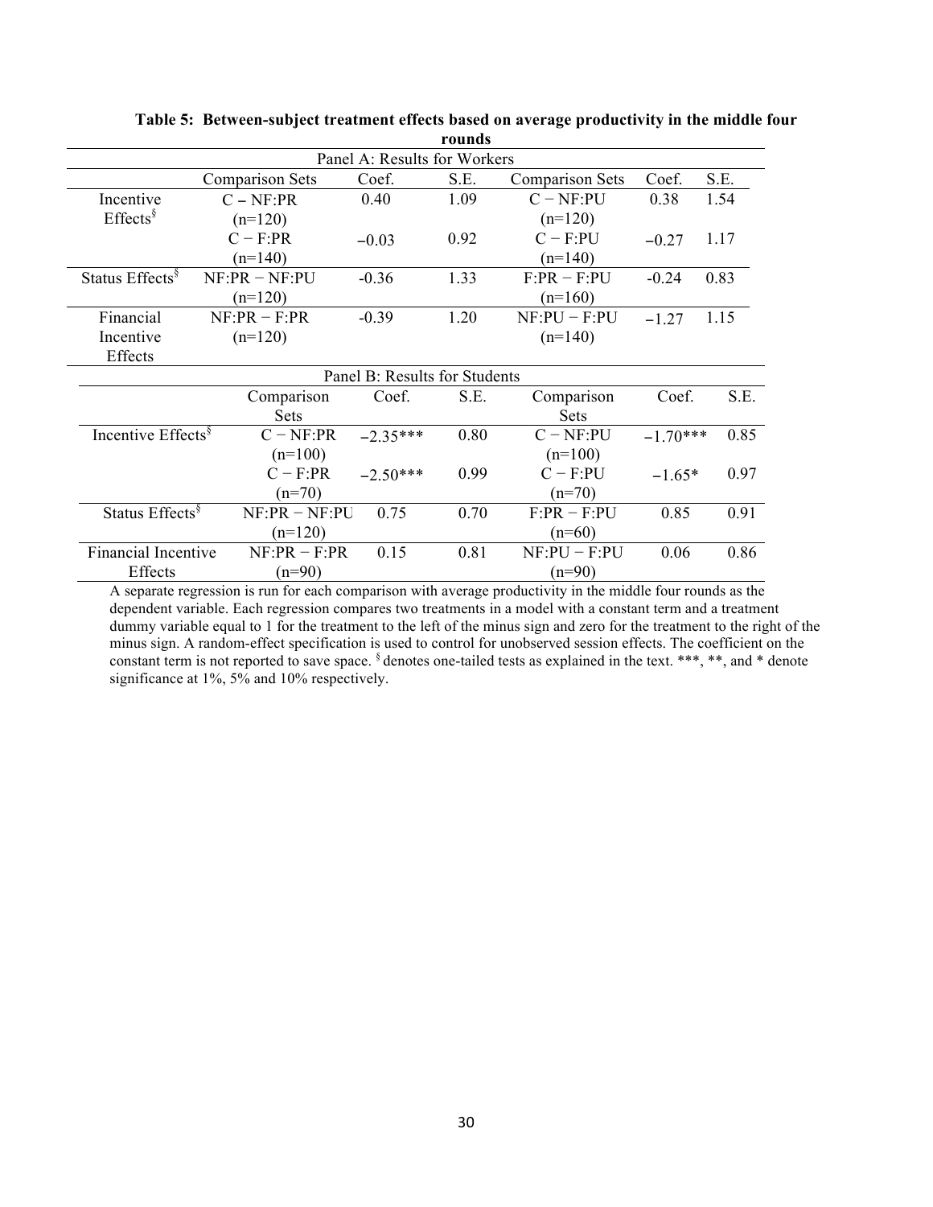**Table 5: Between-subject treatment effects based on average productivity in the middle four rounds**

| | Comparison Sets | Coef. | S.E. | Comparison Sets | Coef. | S.E. |
|---|---|---|---|---|---|---|
| **Panel A: Results for Workers** | | | | | | |
| Incentive Effects§ | C − NF:PR (n=120) | 0.40 | 1.09 | C − NF:PU (n=120) | 0.38 | 1.54 |
| | C − F:PR (n=140) | −0.03 | 0.92 | C − F:PU (n=140) | −0.27 | 1.17 |
| Status Effects§ | NF:PR − NF:PU (n=120) | -0.36 | 1.33 | F:PR − F:PU (n=160) | -0.24 | 0.83 |
| Financial Incentive Effects | NF:PR − F:PR (n=120) | -0.39 | 1.20 | NF:PU − F:PU (n=140) | −1.27 | 1.15 |
| **Panel B: Results for Students** | | | | | | |
| Incentive Effects§ | C − NF:PR (n=100) | −2.35*** | 0.80 | C − NF:PU (n=100) | −1.70*** | 0.85 |
| | C − F:PR (n=70) | −2.50*** | 0.99 | C − F:PU (n=70) | −1.65* | 0.97 |
| Status Effects§ | NF:PR − NF:PU (n=120) | 0.75 | 0.70 | F:PR − F:PU (n=60) | 0.85 | 0.91 |
| Financial Incentive Effects | NF:PR − F:PR (n=90) | 0.15 | 0.81 | NF:PU − F:PU (n=90) | 0.06 | 0.86 |

A separate regression is run for each comparison with average productivity in the middle four rounds as the dependent variable. Each regression compares two treatments in a model with a constant term and a treatment dummy variable equal to 1 for the treatment to the left of the minus sign and zero for the treatment to the right of the minus sign. A random-effect specification is used to control for unobserved session effects. The coefficient on the constant term is not reported to save space. § denotes one-tailed tests as explained in the text. ***, **, and * denote significance at 1%, 5% and 10% respectively.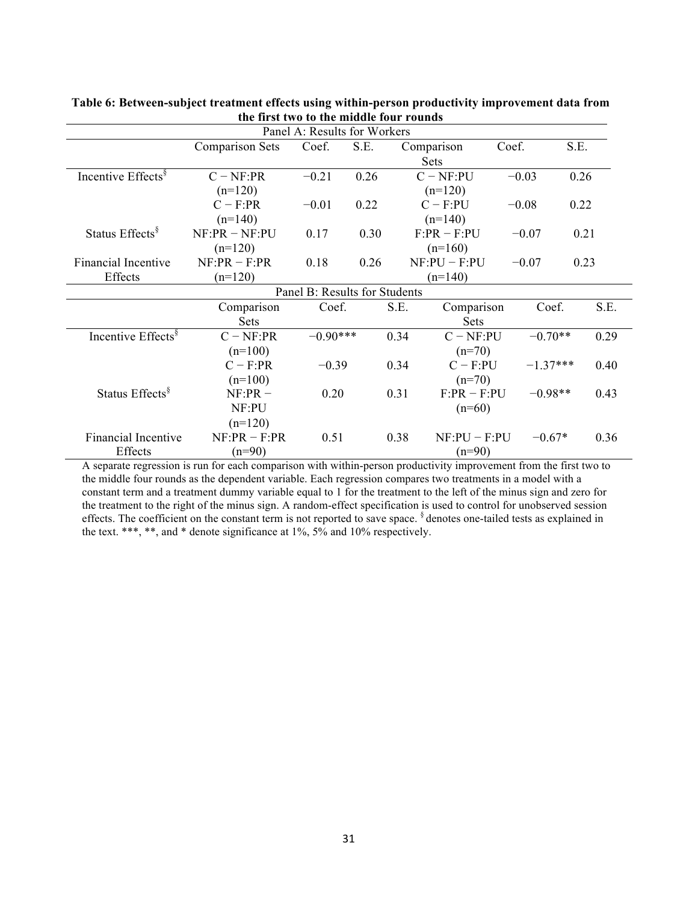**Table 6: Between-subject treatment effects using within-person productivity improvement data from the first two to the middle four rounds**

| Panel A: Results for Workers | | | | | | |
|---|---|---|---|---|---|---|
| | Comparison Sets | Coef. | S.E. | Comparison Sets | Coef. | S.E. |
| Incentive Effects§ | C − NF:PR (n=120) | −0.21 | 0.26 | C − NF:PU (n=120) | −0.03 | 0.26 |
| | C − F:PR (n=140) | −0.01 | 0.22 | C − F:PU (n=140) | −0.08 | 0.22 |
| Status Effects§ | NF:PR − NF:PU (n=120) | 0.17 | 0.30 | F:PR − F:PU (n=160) | −0.07 | 0.21 |
| Financial Incentive Effects | NF:PR − F:PR (n=120) | 0.18 | 0.26 | NF:PU − F:PU (n=140) | −0.07 | 0.23 |

| Panel B: Results for Students | | | | | | |
|---|---|---|---|---|---|---|
| | Comparison Sets | Coef. | S.E. | Comparison Sets | Coef. | S.E. |
| Incentive Effects§ | C − NF:PR (n=100) | −0.90*** | 0.34 | C − NF:PU (n=70) | −0.70** | 0.29 |
| | C − F:PR (n=100) | −0.39 | 0.34 | C − F:PU (n=70) | −1.37*** | 0.40 |
| Status Effects§ | NF:PR − NF:PU (n=120) | 0.20 | 0.31 | F:PR − F:PU (n=60) | −0.98** | 0.43 |
| Financial Incentive Effects | NF:PR − F:PR (n=90) | 0.51 | 0.38 | NF:PU − F:PU (n=90) | −0.67* | 0.36 |

A separate regression is run for each comparison with within-person productivity improvement from the first two to the middle four rounds as the dependent variable. Each regression compares two treatments in a model with a constant term and a treatment dummy variable equal to 1 for the treatment to the left of the minus sign and zero for the treatment to the right of the minus sign. A random-effect specification is used to control for unobserved session effects. The coefficient on the constant term is not reported to save space. § denotes one-tailed tests as explained in the text. ***, **, and * denote significance at 1%, 5% and 10% respectively.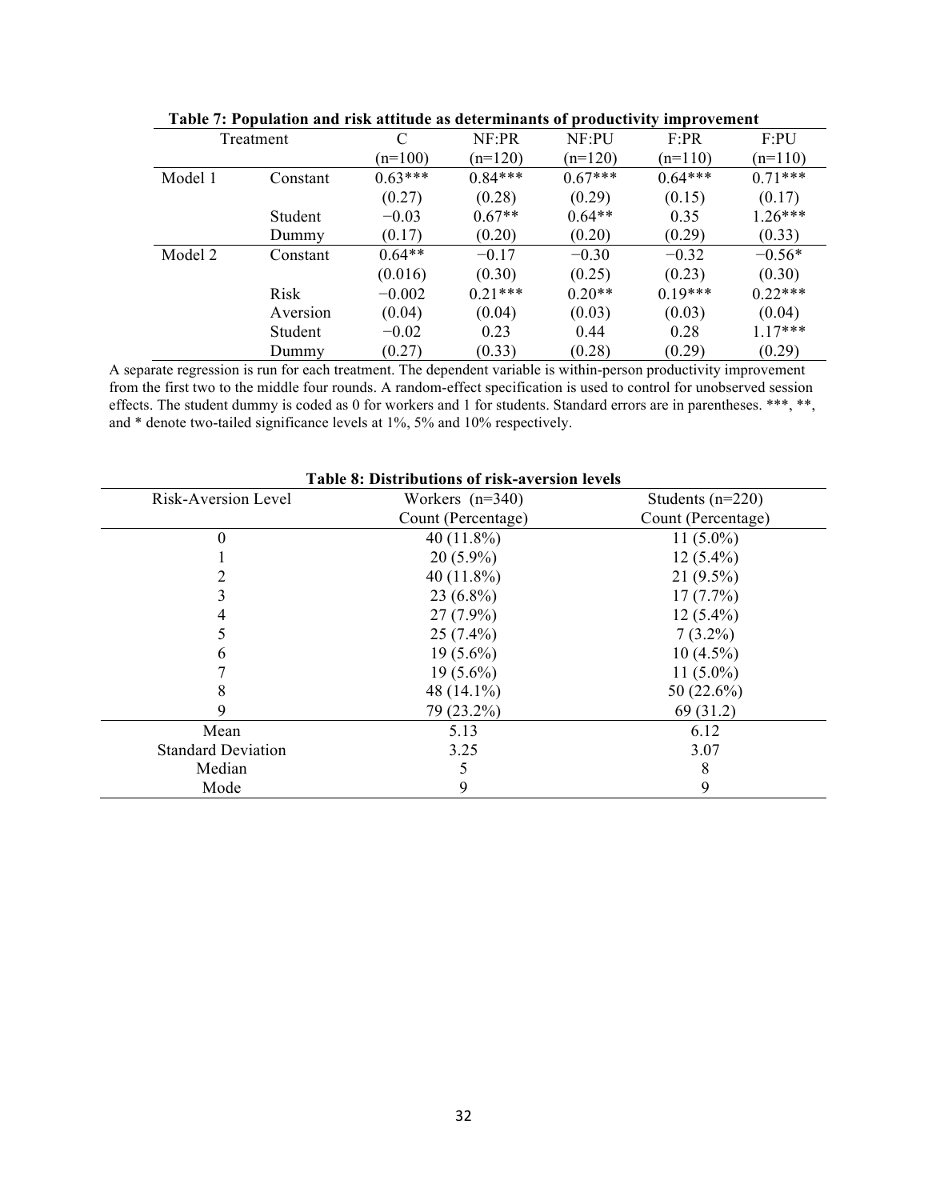**Table 7: Population and risk attitude as determinants of productivity improvement**

| Treatment | | C | NF:PR | NF:PU | F:PR | F:PU |
|---|---|---|---|---|---|---|
| | | (n=100) | (n=120) | (n=120) | (n=110) | (n=110) |
| Model 1 | Constant | 0.63*** | 0.84*** | 0.67*** | 0.64*** | 0.71*** |
| | | (0.27) | (0.28) | (0.29) | (0.15) | (0.17) |
| | Student Dummy | −0.03 | 0.67** | 0.64** | 0.35 | 1.26*** |
| | | (0.17) | (0.20) | (0.20) | (0.29) | (0.33) |
| Model 2 | Constant | 0.64** | −0.17 | −0.30 | −0.32 | −0.56* |
| | | (0.016) | (0.30) | (0.25) | (0.23) | (0.30) |
| | Risk Aversion | −0.002 | 0.21*** | 0.20** | 0.19*** | 0.22*** |
| | | (0.04) | (0.04) | (0.03) | (0.03) | (0.04) |
| | Student Dummy | −0.02 | 0.23 | 0.44 | 0.28 | 1.17*** |
| | | (0.27) | (0.33) | (0.28) | (0.29) | (0.29) |

A separate regression is run for each treatment. The dependent variable is within-person productivity improvement from the first two to the middle four rounds. A random-effect specification is used to control for unobserved session effects. The student dummy is coded as 0 for workers and 1 for students. Standard errors are in parentheses. ***, **, and * denote two-tailed significance levels at 1%, 5% and 10% respectively.

**Table 8: Distributions of risk-aversion levels**

| Risk-Aversion Level | Workers (n=340) Count (Percentage) | Students (n=220) Count (Percentage) |
|---|---|---|
| 0 | 40 (11.8%) | 11 (5.0%) |
| 1 | 20 (5.9%) | 12 (5.4%) |
| 2 | 40 (11.8%) | 21 (9.5%) |
| 3 | 23 (6.8%) | 17 (7.7%) |
| 4 | 27 (7.9%) | 12 (5.4%) |
| 5 | 25 (7.4%) | 7 (3.2%) |
| 6 | 19 (5.6%) | 10 (4.5%) |
| 7 | 19 (5.6%) | 11 (5.0%) |
| 8 | 48 (14.1%) | 50 (22.6%) |
| 9 | 79 (23.2%) | 69 (31.2) |
| Mean | 5.13 | 6.12 |
| Standard Deviation | 3.25 | 3.07 |
| Median | 5 | 8 |
| Mode | 9 | 9 |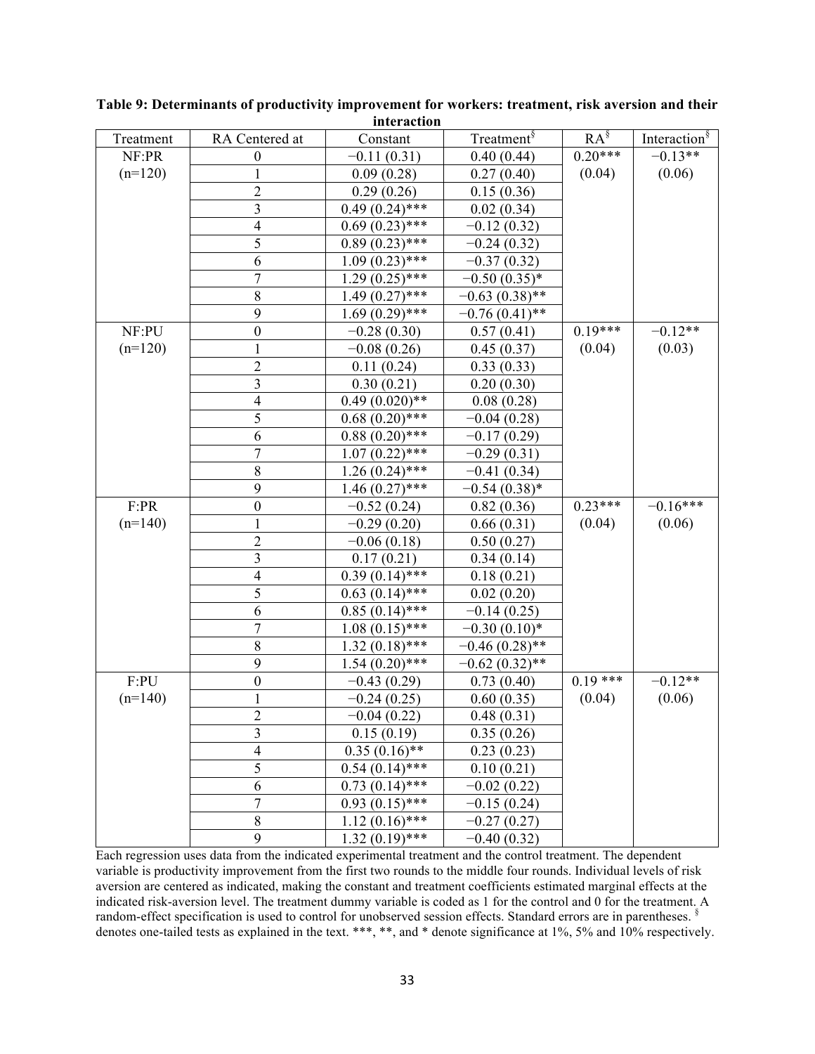**Table 9: Determinants of productivity improvement for workers: treatment, risk aversion and their interaction**

| Treatment | RA Centered at | Constant | Treatment§ | RA§ | Interaction§ |
|---|---|---|---|---|---|
| NF:PR | 0 | −0.11 (0.31) | 0.40 (0.44) | 0.20*** | −0.13** |
| (n=120) | 1 | 0.09 (0.28) | 0.27 (0.40) | (0.04) | (0.06) |
| | 2 | 0.29 (0.26) | 0.15 (0.36) | | |
| | 3 | 0.49 (0.24)*** | 0.02 (0.34) | | |
| | 4 | 0.69 (0.23)*** | −0.12 (0.32) | | |
| | 5 | 0.89 (0.23)*** | −0.24 (0.32) | | |
| | 6 | 1.09 (0.23)*** | −0.37 (0.32) | | |
| | 7 | 1.29 (0.25)*** | −0.50 (0.35)* | | |
| | 8 | 1.49 (0.27)*** | −0.63 (0.38)** | | |
| | 9 | 1.69 (0.29)*** | −0.76 (0.41)** | | |
| NF:PU | 0 | −0.28 (0.30) | 0.57 (0.41) | 0.19*** | −0.12** |
| (n=120) | 1 | −0.08 (0.26) | 0.45 (0.37) | (0.04) | (0.03) |
| | 2 | 0.11 (0.24) | 0.33 (0.33) | | |
| | 3 | 0.30 (0.21) | 0.20 (0.30) | | |
| | 4 | 0.49 (0.020)** | 0.08 (0.28) | | |
| | 5 | 0.68 (0.20)*** | −0.04 (0.28) | | |
| | 6 | 0.88 (0.20)*** | −0.17 (0.29) | | |
| | 7 | 1.07 (0.22)*** | −0.29 (0.31) | | |
| | 8 | 1.26 (0.24)*** | −0.41 (0.34) | | |
| | 9 | 1.46 (0.27)*** | −0.54 (0.38)* | | |
| F:PR | 0 | −0.52 (0.24) | 0.82 (0.36) | 0.23*** | −0.16*** |
| (n=140) | 1 | −0.29 (0.20) | 0.66 (0.31) | (0.04) | (0.06) |
| | 2 | −0.06 (0.18) | 0.50 (0.27) | | |
| | 3 | 0.17 (0.21) | 0.34 (0.14) | | |
| | 4 | 0.39 (0.14)*** | 0.18 (0.21) | | |
| | 5 | 0.63 (0.14)*** | 0.02 (0.20) | | |
| | 6 | 0.85 (0.14)*** | −0.14 (0.25) | | |
| | 7 | 1.08 (0.15)*** | −0.30 (0.10)* | | |
| | 8 | 1.32 (0.18)*** | −0.46 (0.28)** | | |
| | 9 | 1.54 (0.20)*** | −0.62 (0.32)** | | |
| F:PU | 0 | −0.43 (0.29) | 0.73 (0.40) | 0.19 *** | −0.12** |
| (n=140) | 1 | −0.24 (0.25) | 0.60 (0.35) | (0.04) | (0.06) |
| | 2 | −0.04 (0.22) | 0.48 (0.31) | | |
| | 3 | 0.15 (0.19) | 0.35 (0.26) | | |
| | 4 | 0.35 (0.16)** | 0.23 (0.23) | | |
| | 5 | 0.54 (0.14)*** | 0.10 (0.21) | | |
| | 6 | 0.73 (0.14)*** | −0.02 (0.22) | | |
| | 7 | 0.93 (0.15)*** | −0.15 (0.24) | | |
| | 8 | 1.12 (0.16)*** | −0.27 (0.27) | | |
| | 9 | 1.32 (0.19)*** | −0.40 (0.32) | | |

Each regression uses data from the indicated experimental treatment and the control treatment. The dependent variable is productivity improvement from the first two rounds to the middle four rounds. Individual levels of risk aversion are centered as indicated, making the constant and treatment coefficients estimated marginal effects at the indicated risk-aversion level. The treatment dummy variable is coded as 1 for the control and 0 for the treatment. A random-effect specification is used to control for unobserved session effects. Standard errors are in parentheses. § denotes one-tailed tests as explained in the text. ***, **, and * denote significance at 1%, 5% and 10% respectively.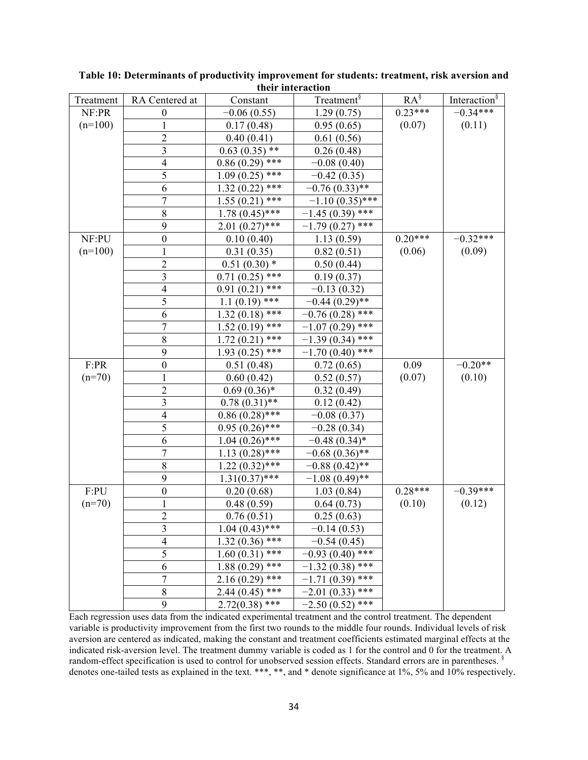**Table 10: Determinants of productivity improvement for students: treatment, risk aversion and their interaction**

| Treatment | RA Centered at | Constant | Treatment§ | RA§ | Interaction§ |
|---|---|---|---|---|---|
| NF:PR | 0 | −0.06 (0.55) | 1.29 (0.75) | 0.23*** | −0.34*** |
| (n=100) | 1 | 0.17 (0.48) | 0.95 (0.65) | (0.07) | (0.11) |
| | 2 | 0.40 (0.41) | 0.61 (0.56) | | |
| | 3 | 0.63 (0.35) ** | 0.26 (0.48) | | |
| | 4 | 0.86 (0.29) *** | −0.08 (0.40) | | |
| | 5 | 1.09 (0.25) *** | −0.42 (0.35) | | |
| | 6 | 1.32 (0.22) *** | −0.76 (0.33)** | | |
| | 7 | 1.55 (0.21) *** | −1.10 (0.35)*** | | |
| | 8 | 1.78 (0.45)*** | −1.45 (0.39) *** | | |
| | 9 | 2.01 (0.27)*** | −1.79 (0.27) *** | | |
| NF:PU | 0 | 0.10 (0.40) | 1.13 (0.59) | 0.20*** | −0.32*** |
| (n=100) | 1 | 0.31 (0.35) | 0.82 (0.51) | (0.06) | (0.09) |
| | 2 | 0.51 (0.30) * | 0.50 (0.44) | | |
| | 3 | 0.71 (0.25) *** | 0.19 (0.37) | | |
| | 4 | 0.91 (0.21) *** | −0.13 (0.32) | | |
| | 5 | 1.1 (0.19) *** | −0.44 (0.29)** | | |
| | 6 | 1.32 (0.18) *** | −0.76 (0.28) *** | | |
| | 7 | 1.52 (0.19) *** | −1.07 (0.29) *** | | |
| | 8 | 1.72 (0.21) *** | −1.39 (0.34) *** | | |
| | 9 | 1.93 (0.25) *** | −1.70 (0.40) *** | | |
| F:PR | 0 | 0.51 (0.48) | 0.72 (0.65) | 0.09 | −0.20** |
| (n=70) | 1 | 0.60 (0.42) | 0.52 (0.57) | (0.07) | (0.10) |
| | 2 | 0.69 (0.36)* | 0.32 (0.49) | | |
| | 3 | 0.78 (0.31)** | 0.12 (0.42) | | |
| | 4 | 0.86 (0.28)*** | −0.08 (0.37) | | |
| | 5 | 0.95 (0.26)*** | −0.28 (0.34) | | |
| | 6 | 1.04 (0.26)*** | −0.48 (0.34)* | | |
| | 7 | 1.13 (0.28)*** | −0.68 (0.36)** | | |
| | 8 | 1.22 (0.32)*** | −0.88 (0.42)** | | |
| | 9 | 1.31(0.37)*** | −1.08 (0.49)** | | |
| F:PU | 0 | 0.20 (0.68) | 1.03 (0.84) | 0.28*** | −0.39*** |
| (n=70) | 1 | 0.48 (0.59) | 0.64 (0.73) | (0.10) | (0.12) |
| | 2 | 0.76 (0.51) | 0.25 (0.63) | | |
| | 3 | 1.04 (0.43)*** | −0.14 (0.53) | | |
| | 4 | 1.32 (0.36) *** | −0.54 (0.45) | | |
| | 5 | 1.60 (0.31) *** | −0.93 (0.40) *** | | |
| | 6 | 1.88 (0.29) *** | −1.32 (0.38) *** | | |
| | 7 | 2.16 (0.29) *** | −1.71 (0.39) *** | | |
| | 8 | 2.44 (0.45) *** | −2.01 (0.33) *** | | |
| | 9 | 2.72(0.38) *** | −2.50 (0.52) *** | | |

Each regression uses data from the indicated experimental treatment and the control treatment. The dependent variable is productivity improvement from the first two rounds to the middle four rounds. Individual levels of risk aversion are centered as indicated, making the constant and treatment coefficients estimated marginal effects at the indicated risk-aversion level. The treatment dummy variable is coded as 1 for the control and 0 for the treatment. A random-effect specification is used to control for unobserved session effects. Standard errors are in parentheses. § denotes one-tailed tests as explained in the text. ***, **, and * denote significance at 1%, 5% and 10% respectively.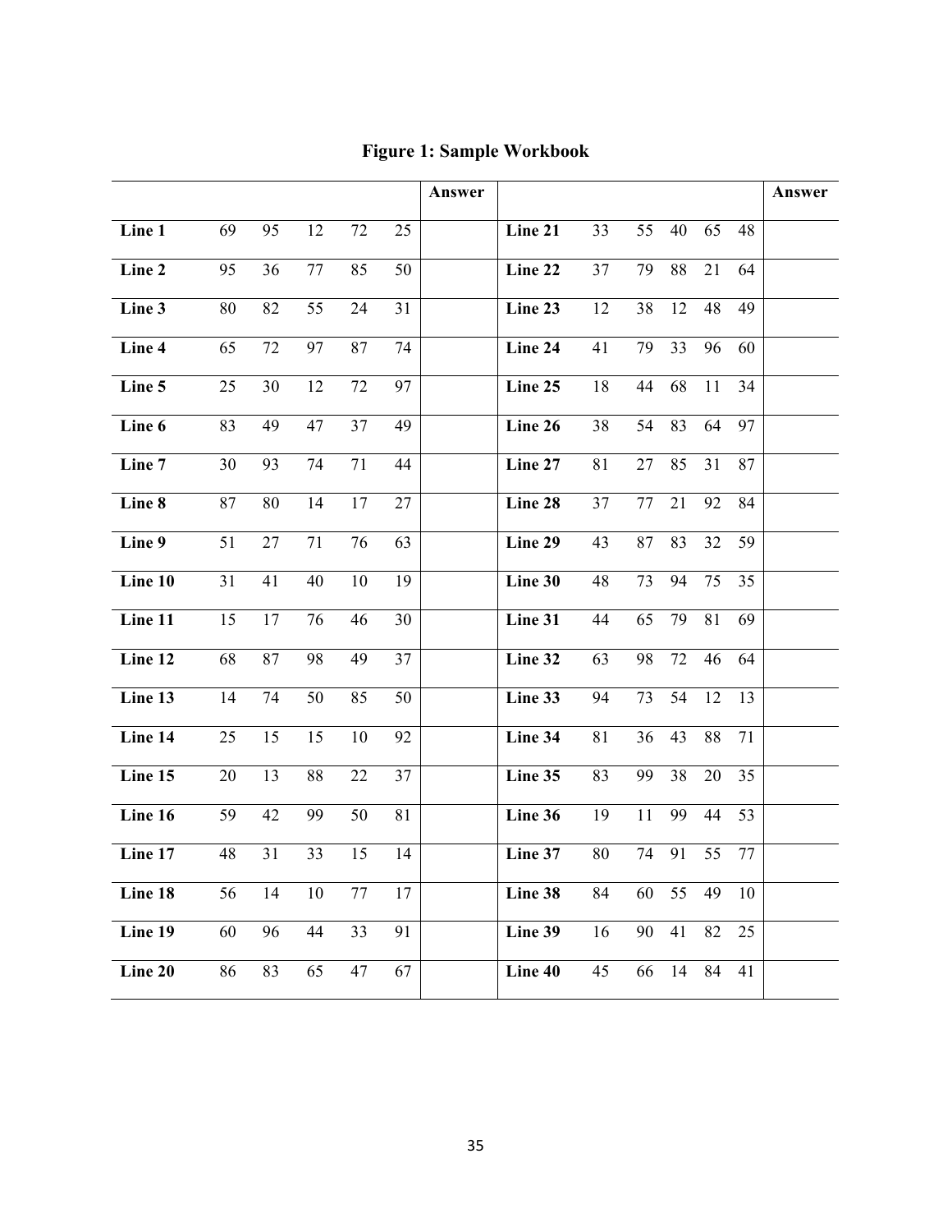**Figure 1: Sample Workbook**

| | | | | | | Answer | | | | | | | Answer |
|---|---|---|---|---|---|---|---|---|---|---|---|---|---|
| **Line 1** | 69 | 95 | 12 | 72 | 25 | | **Line 21** | 33 | 55 | 40 | 65 | 48 | |
| **Line 2** | 95 | 36 | 77 | 85 | 50 | | **Line 22** | 37 | 79 | 88 | 21 | 64 | |
| **Line 3** | 80 | 82 | 55 | 24 | 31 | | **Line 23** | 12 | 38 | 12 | 48 | 49 | |
| **Line 4** | 65 | 72 | 97 | 87 | 74 | | **Line 24** | 41 | 79 | 33 | 96 | 60 | |
| **Line 5** | 25 | 30 | 12 | 72 | 97 | | **Line 25** | 18 | 44 | 68 | 11 | 34 | |
| **Line 6** | 83 | 49 | 47 | 37 | 49 | | **Line 26** | 38 | 54 | 83 | 64 | 97 | |
| **Line 7** | 30 | 93 | 74 | 71 | 44 | | **Line 27** | 81 | 27 | 85 | 31 | 87 | |
| **Line 8** | 87 | 80 | 14 | 17 | 27 | | **Line 28** | 37 | 77 | 21 | 92 | 84 | |
| **Line 9** | 51 | 27 | 71 | 76 | 63 | | **Line 29** | 43 | 87 | 83 | 32 | 59 | |
| **Line 10** | 31 | 41 | 40 | 10 | 19 | | **Line 30** | 48 | 73 | 94 | 75 | 35 | |
| **Line 11** | 15 | 17 | 76 | 46 | 30 | | **Line 31** | 44 | 65 | 79 | 81 | 69 | |
| **Line 12** | 68 | 87 | 98 | 49 | 37 | | **Line 32** | 63 | 98 | 72 | 46 | 64 | |
| **Line 13** | 14 | 74 | 50 | 85 | 50 | | **Line 33** | 94 | 73 | 54 | 12 | 13 | |
| **Line 14** | 25 | 15 | 15 | 10 | 92 | | **Line 34** | 81 | 36 | 43 | 88 | 71 | |
| **Line 15** | 20 | 13 | 88 | 22 | 37 | | **Line 35** | 83 | 99 | 38 | 20 | 35 | |
| **Line 16** | 59 | 42 | 99 | 50 | 81 | | **Line 36** | 19 | 11 | 99 | 44 | 53 | |
| **Line 17** | 48 | 31 | 33 | 15 | 14 | | **Line 37** | 80 | 74 | 91 | 55 | 77 | |
| **Line 18** | 56 | 14 | 10 | 77 | 17 | | **Line 38** | 84 | 60 | 55 | 49 | 10 | |
| **Line 19** | 60 | 96 | 44 | 33 | 91 | | **Line 39** | 16 | 90 | 41 | 82 | 25 | |
| **Line 20** | 86 | 83 | 65 | 47 | 67 | | **Line 40** | 45 | 66 | 14 | 84 | 41 | |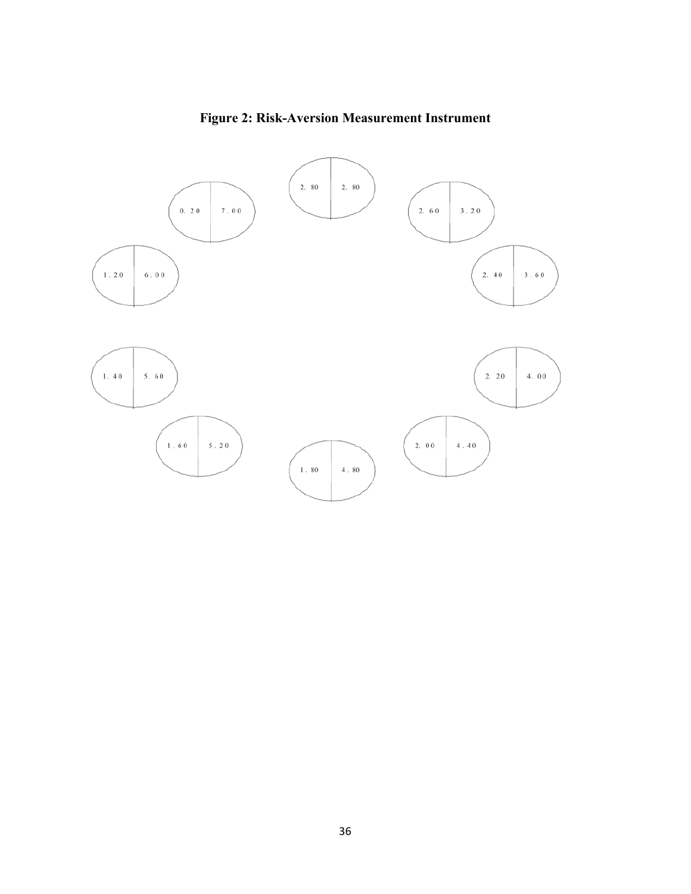**Figure 2: Risk-Aversion Measurement Instrument**

| | |
|---|---|
| 2.80 | 2.80 |
| 2.60 | 3.20 |
| 2.40 | 3.60 |
| 2.20 | 4.00 |
| 2.00 | 4.40 |
| 1.80 | 4.80 |
| 1.60 | 5.20 |
| 1.40 | 5.60 |
| 1.20 | 6.00 |
| 0.20 | 7.00 |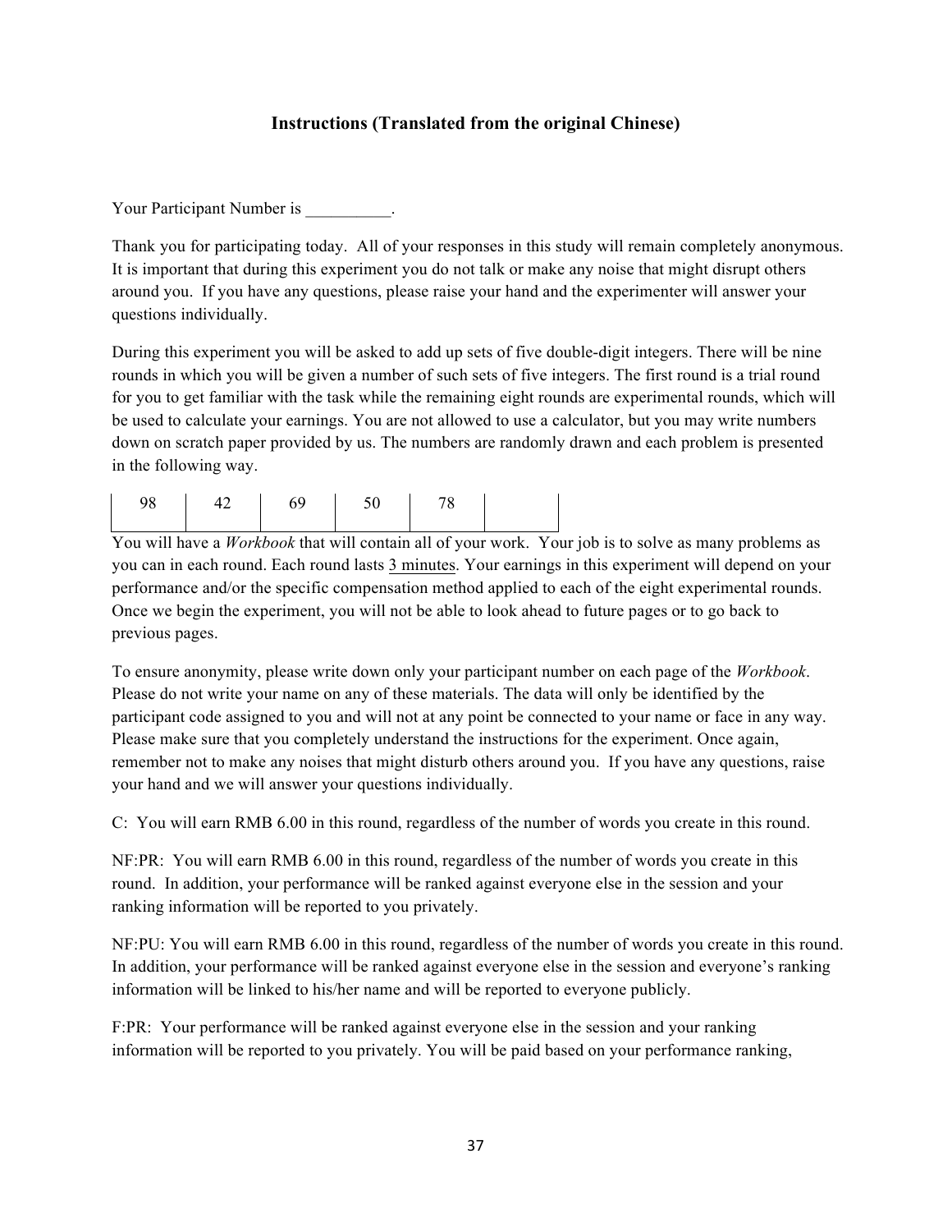### Instructions (Translated from the original Chinese)

Your Participant Number is __________.

Thank you for participating today. All of your responses in this study will remain completely anonymous. It is important that during this experiment you do not talk or make any noise that might disrupt others around you. If you have any questions, please raise your hand and the experimenter will answer your questions individually.

During this experiment you will be asked to add up sets of five double-digit integers. There will be nine rounds in which you will be given a number of such sets of five integers. The first round is a trial round for you to get familiar with the task while the remaining eight rounds are experimental rounds, which will be used to calculate your earnings. You are not allowed to use a calculator, but you may write numbers down on scratch paper provided by us. The numbers are randomly drawn and each problem is presented in the following way.

| 98 | 42 | 69 | 50 | 78 | |
|---|---|---|---|---|---|

You will have a *Workbook* that will contain all of your work. Your job is to solve as many problems as you can in each round. Each round lasts 3 minutes. Your earnings in this experiment will depend on your performance and/or the specific compensation method applied to each of the eight experimental rounds. Once we begin the experiment, you will not be able to look ahead to future pages or to go back to previous pages.

To ensure anonymity, please write down only your participant number on each page of the *Workbook*. Please do not write your name on any of these materials. The data will only be identified by the participant code assigned to you and will not at any point be connected to your name or face in any way. Please make sure that you completely understand the instructions for the experiment. Once again, remember not to make any noises that might disturb others around you. If you have any questions, raise your hand and we will answer your questions individually.

C: You will earn RMB 6.00 in this round, regardless of the number of words you create in this round.

NF:PR: You will earn RMB 6.00 in this round, regardless of the number of words you create in this round. In addition, your performance will be ranked against everyone else in the session and your ranking information will be reported to you privately.

NF:PU: You will earn RMB 6.00 in this round, regardless of the number of words you create in this round. In addition, your performance will be ranked against everyone else in the session and everyone's ranking information will be linked to his/her name and will be reported to everyone publicly.

F:PR: Your performance will be ranked against everyone else in the session and your ranking information will be reported to you privately. You will be paid based on your performance ranking,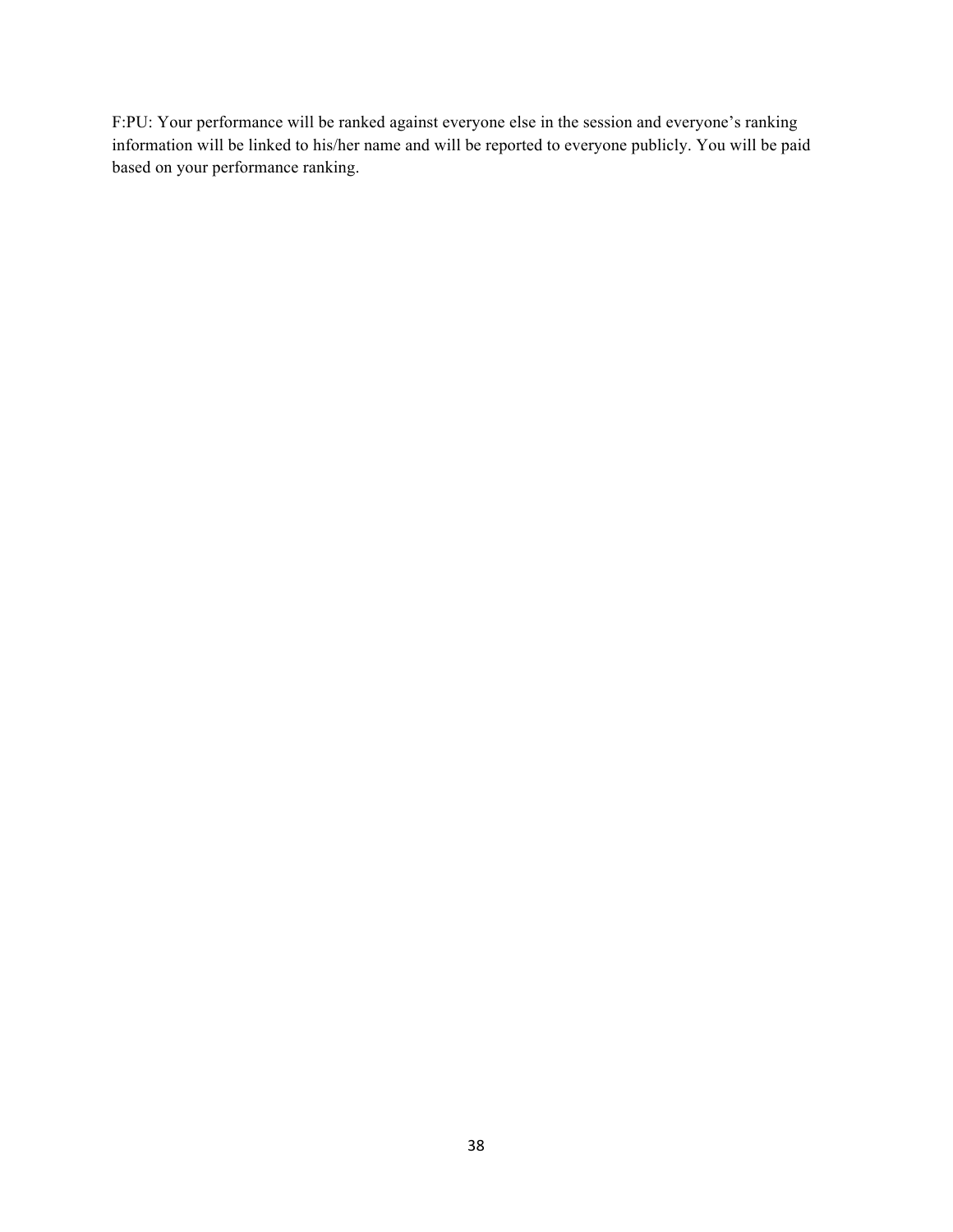F:PU: Your performance will be ranked against everyone else in the session and everyone's ranking information will be linked to his/her name and will be reported to everyone publicly. You will be paid based on your performance ranking.